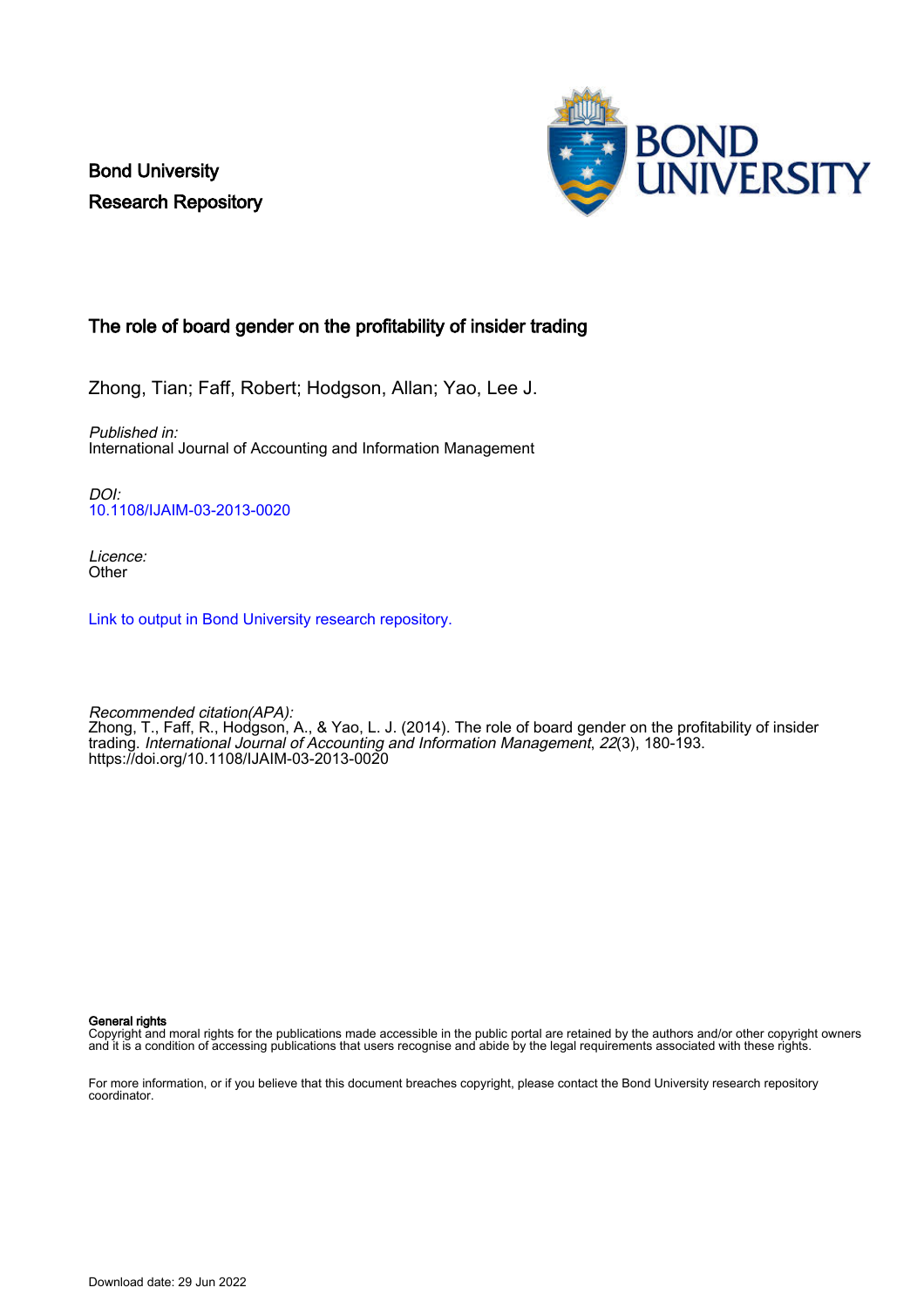Bond University
Research Repository

# The role of board gender on the profitability of insider trading

Zhong, Tian; Faff, Robert; Hodgson, Allan; Yao, Lee J.

*Published in:*
International Journal of Accounting and Information Management

*DOI:*
10.1108/IJAIM-03-2013-0020

*Licence:*
Other

Link to output in Bond University research repository.

*Recommended citation(APA):*
Zhong, T., Faff, R., Hodgson, A., & Yao, L. J. (2014). The role of board gender on the profitability of insider trading. *International Journal of Accounting and Information Management*, *22*(3), 180-193. https://doi.org/10.1108/IJAIM-03-2013-0020

**General rights**
Copyright and moral rights for the publications made accessible in the public portal are retained by the authors and/or other copyright owners and it is a condition of accessing publications that users recognise and abide by the legal requirements associated with these rights.

For more information, or if you believe that this document breaches copyright, please contact the Bond University research repository coordinator.

Download date: 29 Jun 2022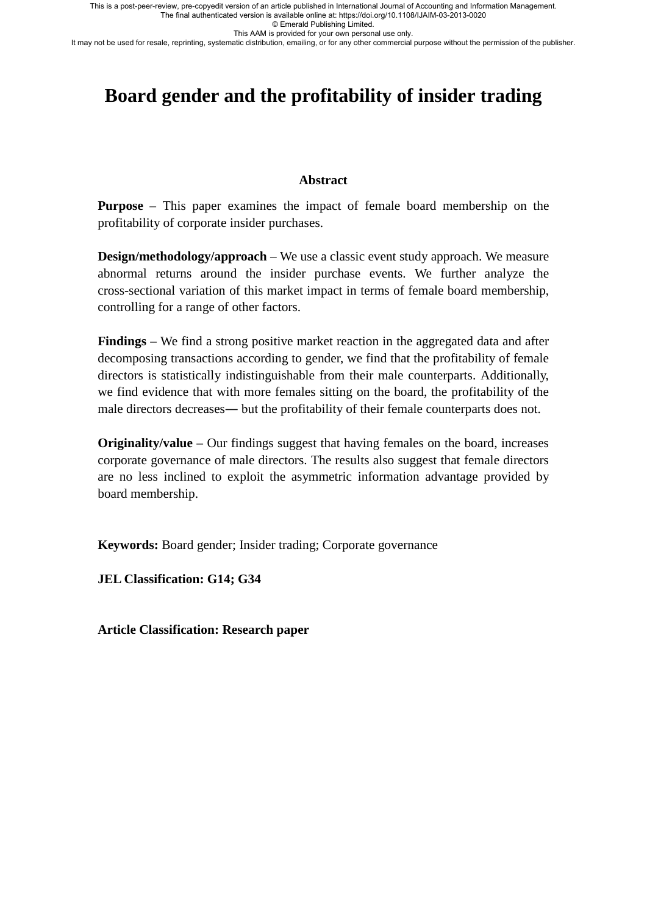# Board gender and the profitability of insider trading

## Abstract

**Purpose** – This paper examines the impact of female board membership on the profitability of corporate insider purchases.

**Design/methodology/approach** – We use a classic event study approach. We measure abnormal returns around the insider purchase events. We further analyze the cross-sectional variation of this market impact in terms of female board membership, controlling for a range of other factors.

**Findings** – We find a strong positive market reaction in the aggregated data and after decomposing transactions according to gender, we find that the profitability of female directors is statistically indistinguishable from their male counterparts. Additionally, we find evidence that with more females sitting on the board, the profitability of the male directors decreases— but the profitability of their female counterparts does not.

**Originality/value** – Our findings suggest that having females on the board, increases corporate governance of male directors. The results also suggest that female directors are no less inclined to exploit the asymmetric information advantage provided by board membership.

**Keywords:** Board gender; Insider trading; Corporate governance

**JEL Classification: G14; G34**

**Article Classification: Research paper**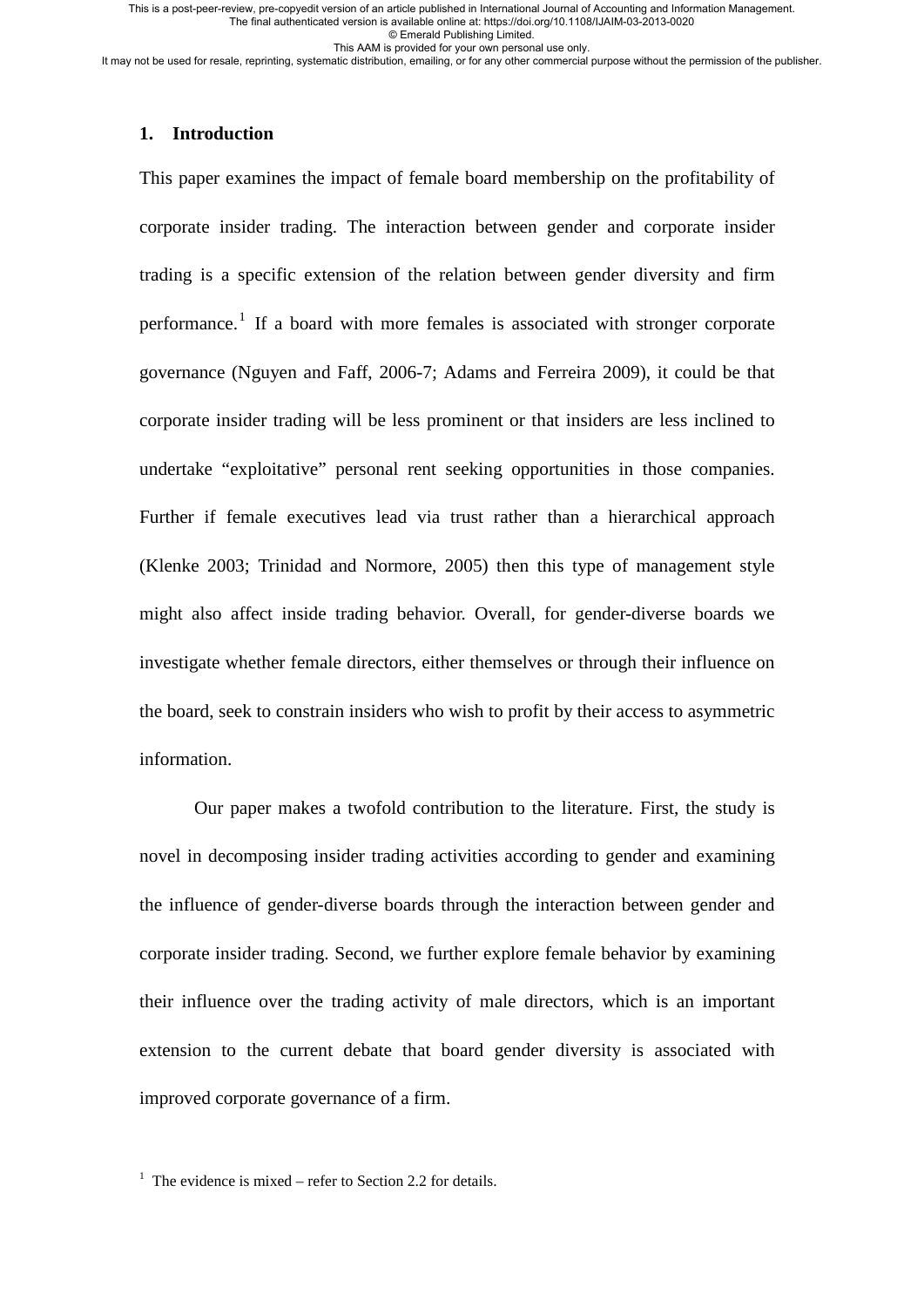## 1. Introduction

This paper examines the impact of female board membership on the profitability of corporate insider trading. The interaction between gender and corporate insider trading is a specific extension of the relation between gender diversity and firm performance.[1] If a board with more females is associated with stronger corporate governance (Nguyen and Faff, 2006-7; Adams and Ferreira 2009), it could be that corporate insider trading will be less prominent or that insiders are less inclined to undertake "exploitative" personal rent seeking opportunities in those companies. Further if female executives lead via trust rather than a hierarchical approach (Klenke 2003; Trinidad and Normore, 2005) then this type of management style might also affect inside trading behavior. Overall, for gender-diverse boards we investigate whether female directors, either themselves or through their influence on the board, seek to constrain insiders who wish to profit by their access to asymmetric information.

Our paper makes a twofold contribution to the literature. First, the study is novel in decomposing insider trading activities according to gender and examining the influence of gender-diverse boards through the interaction between gender and corporate insider trading. Second, we further explore female behavior by examining their influence over the trading activity of male directors, which is an important extension to the current debate that board gender diversity is associated with improved corporate governance of a firm.

[1] The evidence is mixed – refer to Section 2.2 for details.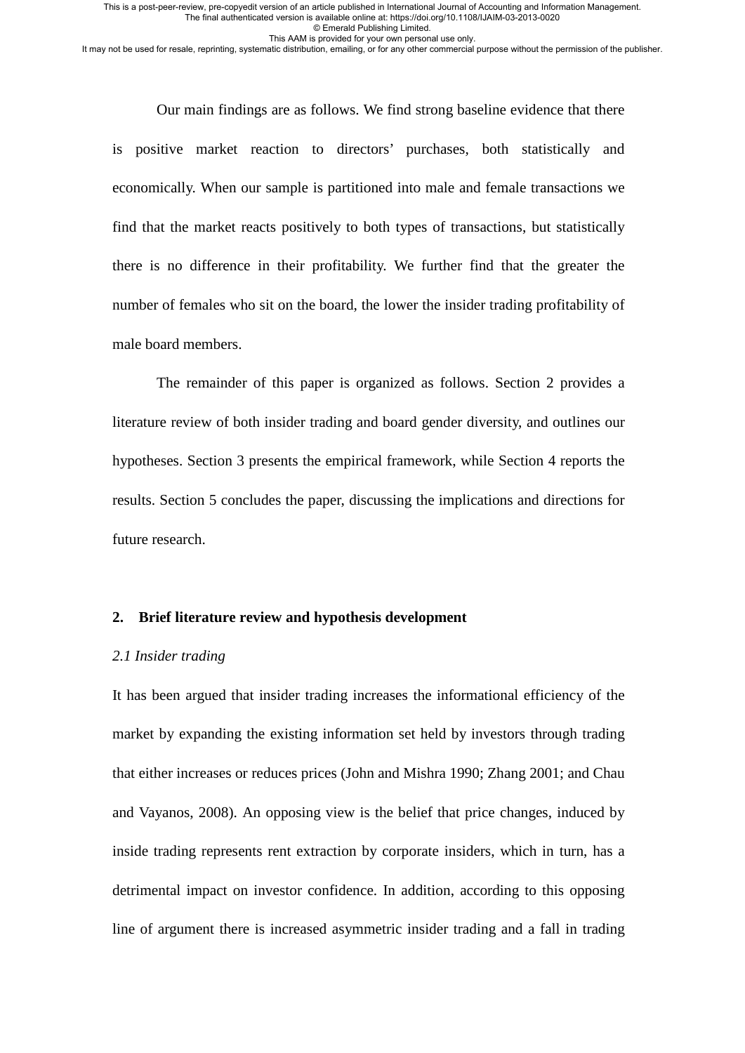Our main findings are as follows. We find strong baseline evidence that there is positive market reaction to directors' purchases, both statistically and economically. When our sample is partitioned into male and female transactions we find that the market reacts positively to both types of transactions, but statistically there is no difference in their profitability. We further find that the greater the number of females who sit on the board, the lower the insider trading profitability of male board members.

The remainder of this paper is organized as follows. Section 2 provides a literature review of both insider trading and board gender diversity, and outlines our hypotheses. Section 3 presents the empirical framework, while Section 4 reports the results. Section 5 concludes the paper, discussing the implications and directions for future research.

## 2. Brief literature review and hypothesis development

### *2.1 Insider trading*

It has been argued that insider trading increases the informational efficiency of the market by expanding the existing information set held by investors through trading that either increases or reduces prices (John and Mishra 1990; Zhang 2001; and Chau and Vayanos, 2008). An opposing view is the belief that price changes, induced by inside trading represents rent extraction by corporate insiders, which in turn, has a detrimental impact on investor confidence. In addition, according to this opposing line of argument there is increased asymmetric insider trading and a fall in trading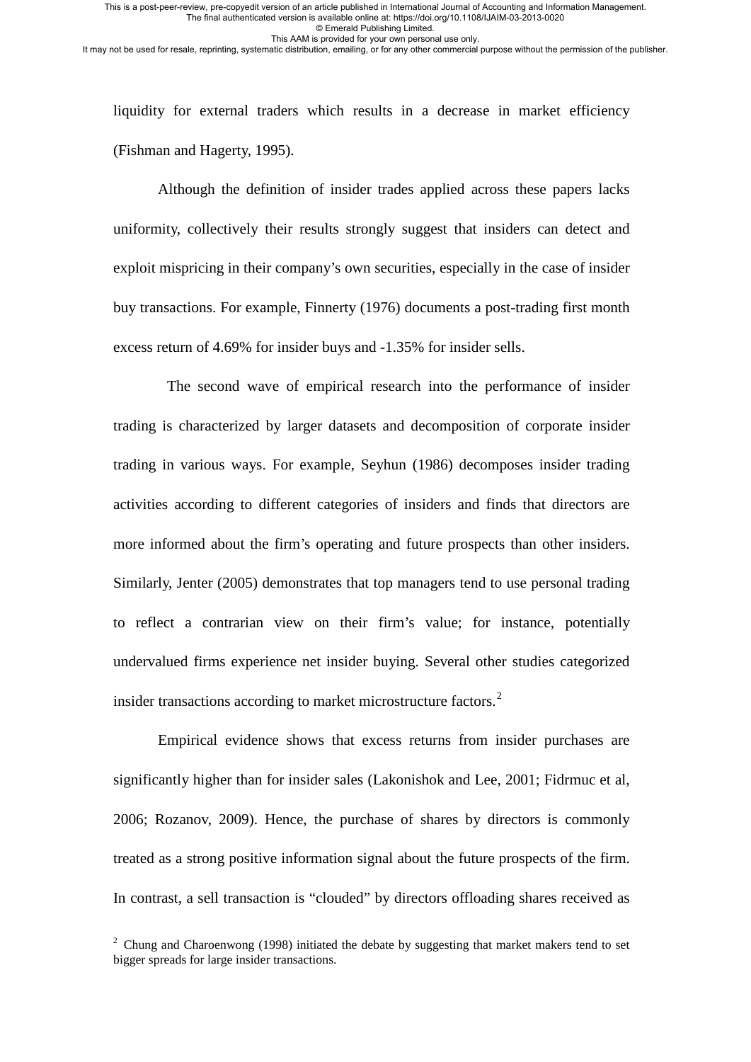liquidity for external traders which results in a decrease in market efficiency (Fishman and Hagerty, 1995).

Although the definition of insider trades applied across these papers lacks uniformity, collectively their results strongly suggest that insiders can detect and exploit mispricing in their company's own securities, especially in the case of insider buy transactions. For example, Finnerty (1976) documents a post-trading first month excess return of 4.69% for insider buys and -1.35% for insider sells.

The second wave of empirical research into the performance of insider trading is characterized by larger datasets and decomposition of corporate insider trading in various ways. For example, Seyhun (1986) decomposes insider trading activities according to different categories of insiders and finds that directors are more informed about the firm's operating and future prospects than other insiders. Similarly, Jenter (2005) demonstrates that top managers tend to use personal trading to reflect a contrarian view on their firm's value; for instance, potentially undervalued firms experience net insider buying. Several other studies categorized insider transactions according to market microstructure factors.[2]

Empirical evidence shows that excess returns from insider purchases are significantly higher than for insider sales (Lakonishok and Lee, 2001; Fidrmuc et al, 2006; Rozanov, 2009). Hence, the purchase of shares by directors is commonly treated as a strong positive information signal about the future prospects of the firm. In contrast, a sell transaction is "clouded" by directors offloading shares received as

[2] Chung and Charoenwong (1998) initiated the debate by suggesting that market makers tend to set bigger spreads for large insider transactions.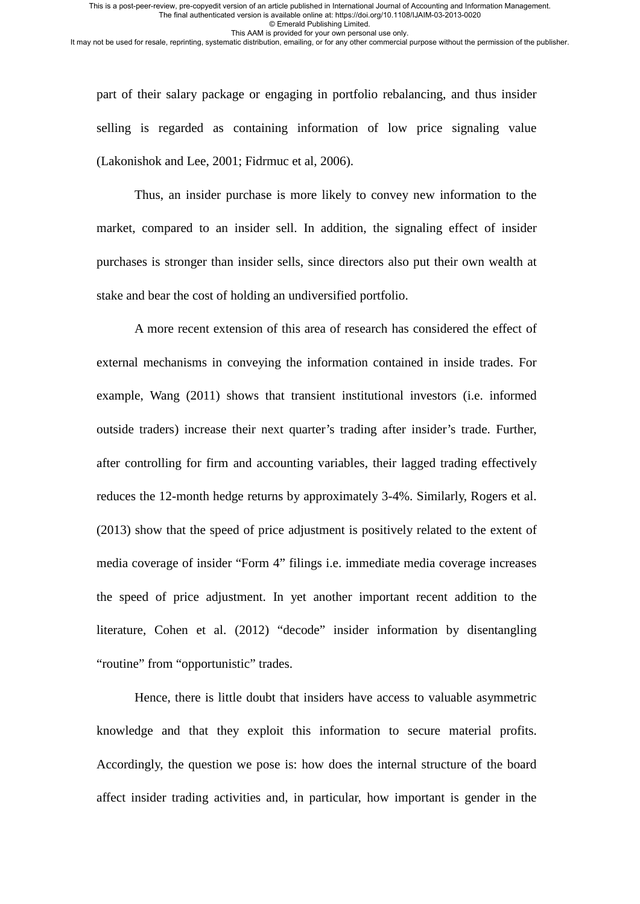part of their salary package or engaging in portfolio rebalancing, and thus insider selling is regarded as containing information of low price signaling value (Lakonishok and Lee, 2001; Fidrmuc et al, 2006).

Thus, an insider purchase is more likely to convey new information to the market, compared to an insider sell. In addition, the signaling effect of insider purchases is stronger than insider sells, since directors also put their own wealth at stake and bear the cost of holding an undiversified portfolio.

A more recent extension of this area of research has considered the effect of external mechanisms in conveying the information contained in inside trades. For example, Wang (2011) shows that transient institutional investors (i.e. informed outside traders) increase their next quarter's trading after insider's trade. Further, after controlling for firm and accounting variables, their lagged trading effectively reduces the 12-month hedge returns by approximately 3-4%. Similarly, Rogers et al. (2013) show that the speed of price adjustment is positively related to the extent of media coverage of insider "Form 4" filings i.e. immediate media coverage increases the speed of price adjustment. In yet another important recent addition to the literature, Cohen et al. (2012) "decode" insider information by disentangling "routine" from "opportunistic" trades.

Hence, there is little doubt that insiders have access to valuable asymmetric knowledge and that they exploit this information to secure material profits. Accordingly, the question we pose is: how does the internal structure of the board affect insider trading activities and, in particular, how important is gender in the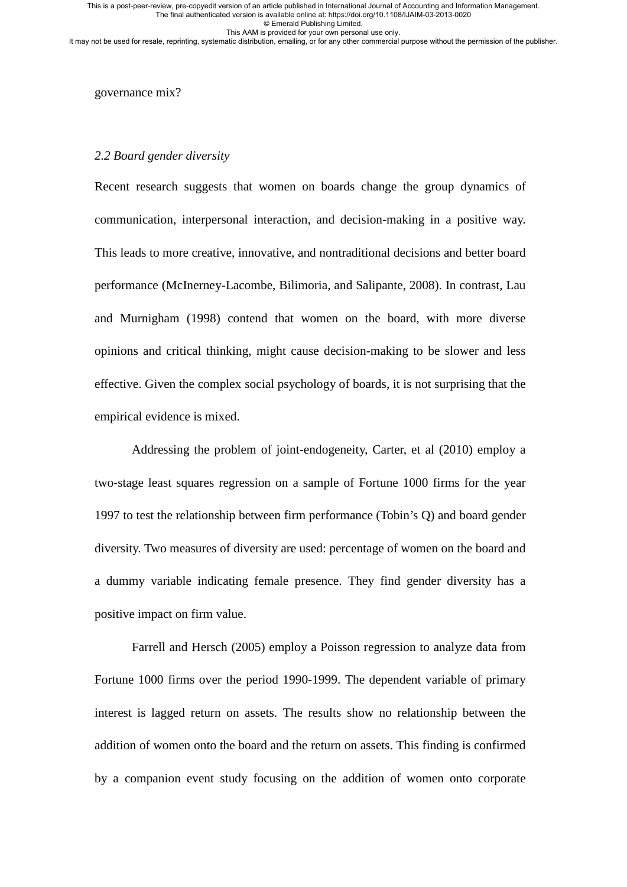governance mix?

*2.2 Board gender diversity*

Recent research suggests that women on boards change the group dynamics of communication, interpersonal interaction, and decision-making in a positive way. This leads to more creative, innovative, and nontraditional decisions and better board performance (McInerney-Lacombe, Bilimoria, and Salipante, 2008). In contrast, Lau and Murnigham (1998) contend that women on the board, with more diverse opinions and critical thinking, might cause decision-making to be slower and less effective. Given the complex social psychology of boards, it is not surprising that the empirical evidence is mixed.

Addressing the problem of joint-endogeneity, Carter, et al (2010) employ a two-stage least squares regression on a sample of Fortune 1000 firms for the year 1997 to test the relationship between firm performance (Tobin's Q) and board gender diversity. Two measures of diversity are used: percentage of women on the board and a dummy variable indicating female presence. They find gender diversity has a positive impact on firm value.

Farrell and Hersch (2005) employ a Poisson regression to analyze data from Fortune 1000 firms over the period 1990-1999. The dependent variable of primary interest is lagged return on assets. The results show no relationship between the addition of women onto the board and the return on assets. This finding is confirmed by a companion event study focusing on the addition of women onto corporate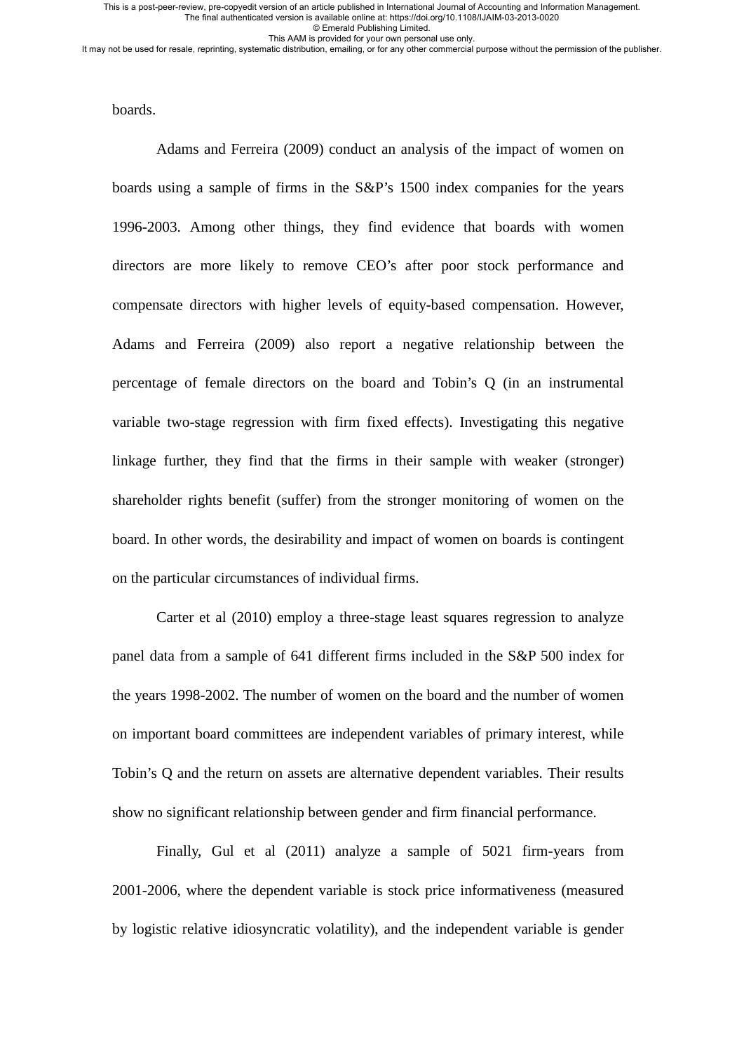boards.

Adams and Ferreira (2009) conduct an analysis of the impact of women on boards using a sample of firms in the S&P's 1500 index companies for the years 1996-2003. Among other things, they find evidence that boards with women directors are more likely to remove CEO's after poor stock performance and compensate directors with higher levels of equity-based compensation. However, Adams and Ferreira (2009) also report a negative relationship between the percentage of female directors on the board and Tobin's Q (in an instrumental variable two-stage regression with firm fixed effects). Investigating this negative linkage further, they find that the firms in their sample with weaker (stronger) shareholder rights benefit (suffer) from the stronger monitoring of women on the board. In other words, the desirability and impact of women on boards is contingent on the particular circumstances of individual firms.

Carter et al (2010) employ a three-stage least squares regression to analyze panel data from a sample of 641 different firms included in the S&P 500 index for the years 1998-2002. The number of women on the board and the number of women on important board committees are independent variables of primary interest, while Tobin's Q and the return on assets are alternative dependent variables. Their results show no significant relationship between gender and firm financial performance.

Finally, Gul et al (2011) analyze a sample of 5021 firm-years from 2001-2006, where the dependent variable is stock price informativeness (measured by logistic relative idiosyncratic volatility), and the independent variable is gender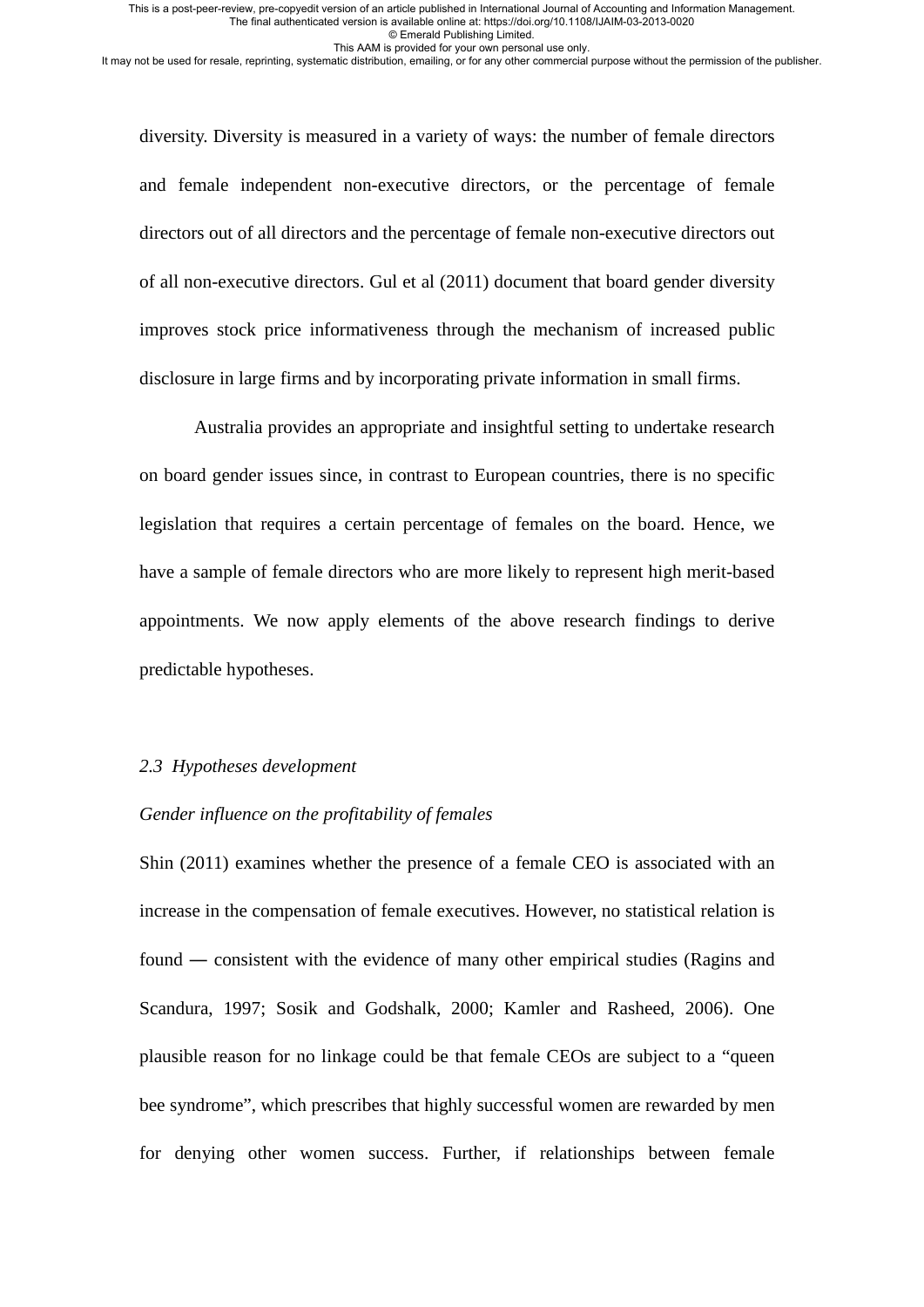diversity. Diversity is measured in a variety of ways: the number of female directors and female independent non-executive directors, or the percentage of female directors out of all directors and the percentage of female non-executive directors out of all non-executive directors. Gul et al (2011) document that board gender diversity improves stock price informativeness through the mechanism of increased public disclosure in large firms and by incorporating private information in small firms.

Australia provides an appropriate and insightful setting to undertake research on board gender issues since, in contrast to European countries, there is no specific legislation that requires a certain percentage of females on the board. Hence, we have a sample of female directors who are more likely to represent high merit-based appointments. We now apply elements of the above research findings to derive predictable hypotheses.

### *2.3 Hypotheses development*

*Gender influence on the profitability of females*

Shin (2011) examines whether the presence of a female CEO is associated with an increase in the compensation of female executives. However, no statistical relation is found ― consistent with the evidence of many other empirical studies (Ragins and Scandura, 1997; Sosik and Godshalk, 2000; Kamler and Rasheed, 2006). One plausible reason for no linkage could be that female CEOs are subject to a "queen bee syndrome", which prescribes that highly successful women are rewarded by men for denying other women success. Further, if relationships between female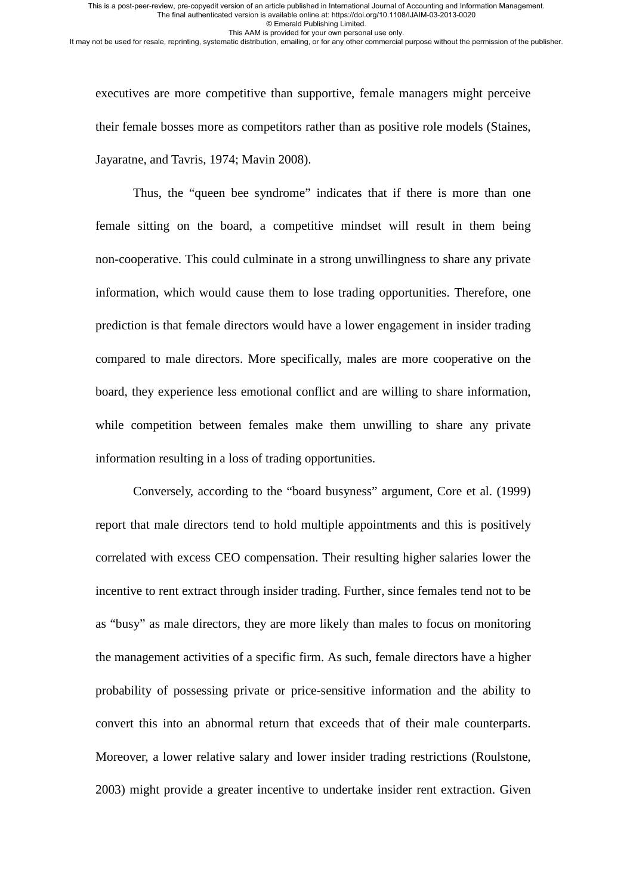executives are more competitive than supportive, female managers might perceive their female bosses more as competitors rather than as positive role models (Staines, Jayaratne, and Tavris, 1974; Mavin 2008).

Thus, the "queen bee syndrome" indicates that if there is more than one female sitting on the board, a competitive mindset will result in them being non-cooperative. This could culminate in a strong unwillingness to share any private information, which would cause them to lose trading opportunities. Therefore, one prediction is that female directors would have a lower engagement in insider trading compared to male directors. More specifically, males are more cooperative on the board, they experience less emotional conflict and are willing to share information, while competition between females make them unwilling to share any private information resulting in a loss of trading opportunities.

Conversely, according to the "board busyness" argument, Core et al. (1999) report that male directors tend to hold multiple appointments and this is positively correlated with excess CEO compensation. Their resulting higher salaries lower the incentive to rent extract through insider trading. Further, since females tend not to be as "busy" as male directors, they are more likely than males to focus on monitoring the management activities of a specific firm. As such, female directors have a higher probability of possessing private or price-sensitive information and the ability to convert this into an abnormal return that exceeds that of their male counterparts. Moreover, a lower relative salary and lower insider trading restrictions (Roulstone, 2003) might provide a greater incentive to undertake insider rent extraction. Given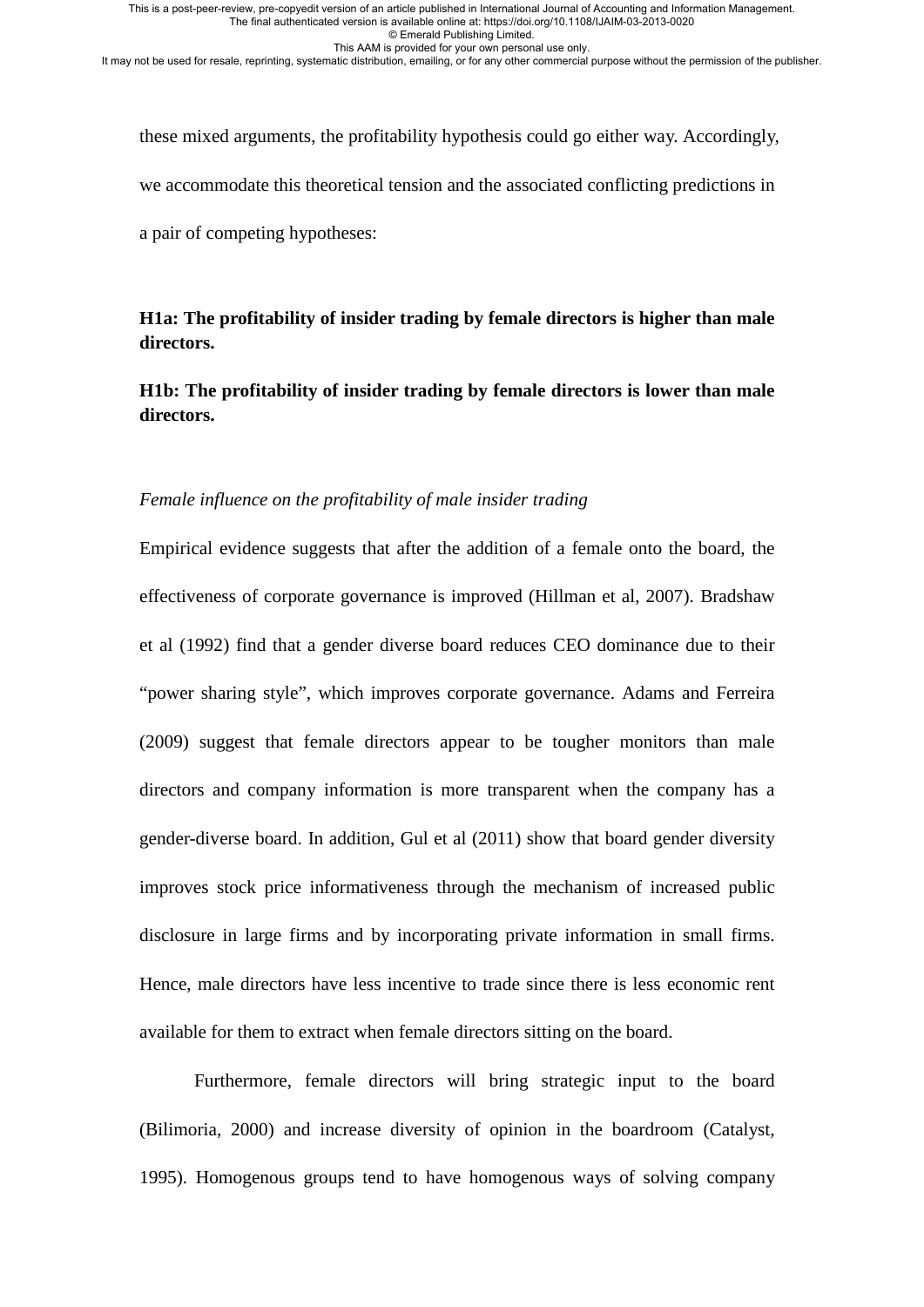these mixed arguments, the profitability hypothesis could go either way. Accordingly, we accommodate this theoretical tension and the associated conflicting predictions in a pair of competing hypotheses:

**H1a: The profitability of insider trading by female directors is higher than male directors.**

**H1b: The profitability of insider trading by female directors is lower than male directors.**

*Female influence on the profitability of male insider trading*

Empirical evidence suggests that after the addition of a female onto the board, the effectiveness of corporate governance is improved (Hillman et al, 2007). Bradshaw et al (1992) find that a gender diverse board reduces CEO dominance due to their “power sharing style”, which improves corporate governance. Adams and Ferreira (2009) suggest that female directors appear to be tougher monitors than male directors and company information is more transparent when the company has a gender-diverse board. In addition, Gul et al (2011) show that board gender diversity improves stock price informativeness through the mechanism of increased public disclosure in large firms and by incorporating private information in small firms. Hence, male directors have less incentive to trade since there is less economic rent available for them to extract when female directors sitting on the board.

Furthermore, female directors will bring strategic input to the board (Bilimoria, 2000) and increase diversity of opinion in the boardroom (Catalyst, 1995). Homogenous groups tend to have homogenous ways of solving company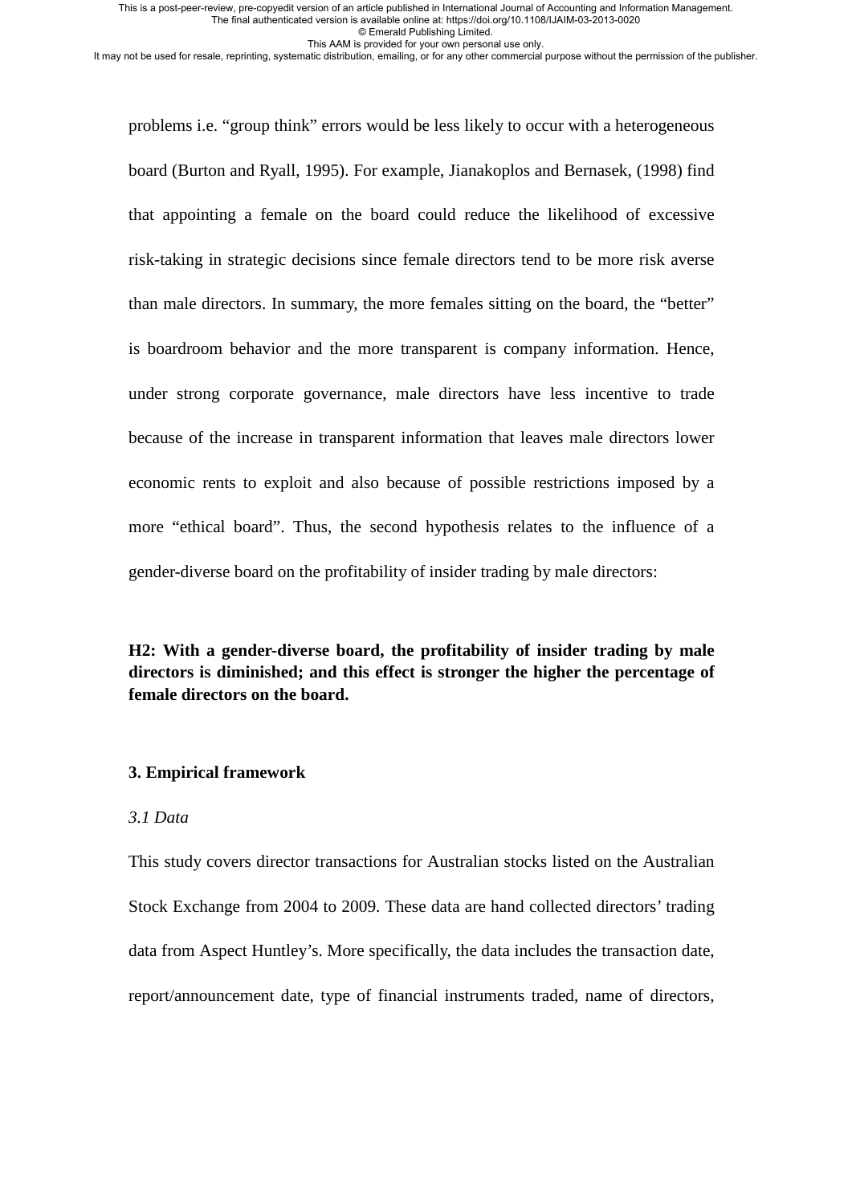problems i.e. “group think” errors would be less likely to occur with a heterogeneous board (Burton and Ryall, 1995). For example, Jianakoplos and Bernasek, (1998) find that appointing a female on the board could reduce the likelihood of excessive risk-taking in strategic decisions since female directors tend to be more risk averse than male directors. In summary, the more females sitting on the board, the “better” is boardroom behavior and the more transparent is company information. Hence, under strong corporate governance, male directors have less incentive to trade because of the increase in transparent information that leaves male directors lower economic rents to exploit and also because of possible restrictions imposed by a more “ethical board”. Thus, the second hypothesis relates to the influence of a gender-diverse board on the profitability of insider trading by male directors:

**H2: With a gender-diverse board, the profitability of insider trading by male directors is diminished; and this effect is stronger the higher the percentage of female directors on the board.**

## 3. Empirical framework

### *3.1 Data*

This study covers director transactions for Australian stocks listed on the Australian Stock Exchange from 2004 to 2009. These data are hand collected directors’ trading data from Aspect Huntley’s. More specifically, the data includes the transaction date, report/announcement date, type of financial instruments traded, name of directors,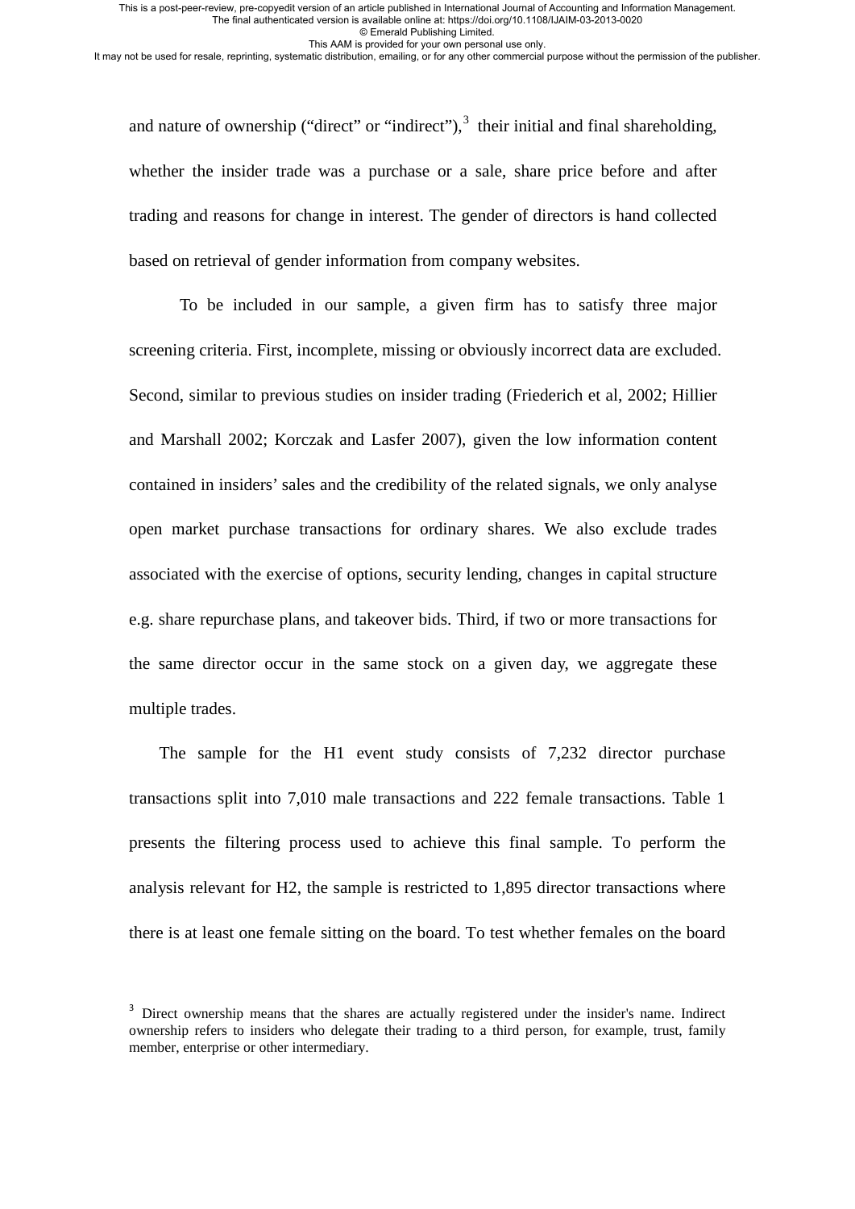and nature of ownership ("direct" or "indirect"),[3] their initial and final shareholding, whether the insider trade was a purchase or a sale, share price before and after trading and reasons for change in interest. The gender of directors is hand collected based on retrieval of gender information from company websites.

To be included in our sample, a given firm has to satisfy three major screening criteria. First, incomplete, missing or obviously incorrect data are excluded. Second, similar to previous studies on insider trading (Friederich et al, 2002; Hillier and Marshall 2002; Korczak and Lasfer 2007), given the low information content contained in insiders' sales and the credibility of the related signals, we only analyse open market purchase transactions for ordinary shares. We also exclude trades associated with the exercise of options, security lending, changes in capital structure e.g. share repurchase plans, and takeover bids. Third, if two or more transactions for the same director occur in the same stock on a given day, we aggregate these multiple trades.

The sample for the H1 event study consists of 7,232 director purchase transactions split into 7,010 male transactions and 222 female transactions. Table 1 presents the filtering process used to achieve this final sample. To perform the analysis relevant for H2, the sample is restricted to 1,895 director transactions where there is at least one female sitting on the board. To test whether females on the board

[3] Direct ownership means that the shares are actually registered under the insider's name. Indirect ownership refers to insiders who delegate their trading to a third person, for example, trust, family member, enterprise or other intermediary.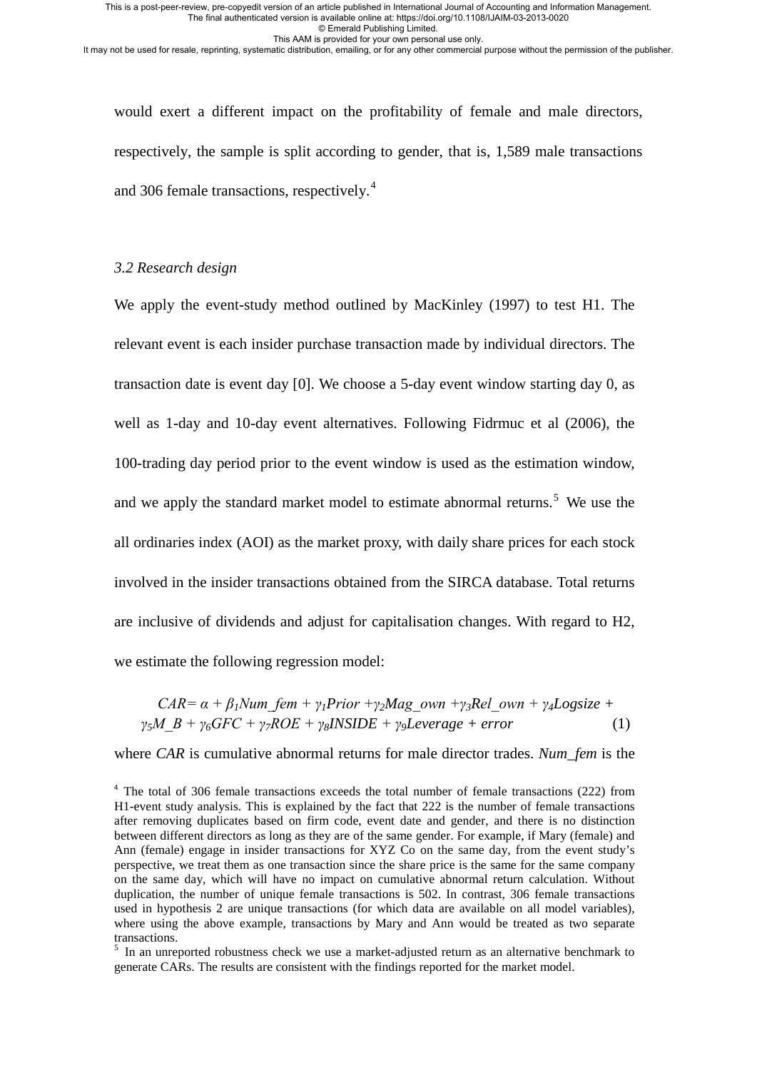would exert a different impact on the profitability of female and male directors, respectively, the sample is split according to gender, that is, 1,589 male transactions and 306 female transactions, respectively.[4]

### 3.2 Research design

We apply the event-study method outlined by MacKinley (1997) to test H1. The relevant event is each insider purchase transaction made by individual directors. The transaction date is event day [0]. We choose a 5-day event window starting day 0, as well as 1-day and 10-day event alternatives. Following Fidrmuc et al (2006), the 100-trading day period prior to the event window is used as the estimation window, and we apply the standard market model to estimate abnormal returns.[5] We use the all ordinaries index (AOI) as the market proxy, with daily share prices for each stock involved in the insider transactions obtained from the SIRCA database. Total returns are inclusive of dividends and adjust for capitalisation changes. With regard to H2, we estimate the following regression model:

$$CAR = \alpha + \beta_1 Num\_fem + \gamma_1 Prior + \gamma_2 Mag\_own + \gamma_3 Rel\_own + \gamma_4 Logsize + \gamma_5 M\_B + \gamma_6 GFC + \gamma_7 ROE + \gamma_8 INSIDE + \gamma_9 Leverage + error \quad (1)$$

where *CAR* is cumulative abnormal returns for male director trades. *Num_fem* is the

[4] The total of 306 female transactions exceeds the total number of female transactions (222) from H1-event study analysis. This is explained by the fact that 222 is the number of female transactions after removing duplicates based on firm code, event date and gender, and there is no distinction between different directors as long as they are of the same gender. For example, if Mary (female) and Ann (female) engage in insider transactions for XYZ Co on the same day, from the event study's perspective, we treat them as one transaction since the share price is the same for the same company on the same day, which will have no impact on cumulative abnormal return calculation. Without duplication, the number of unique female transactions is 502. In contrast, 306 female transactions used in hypothesis 2 are unique transactions (for which data are available on all model variables), where using the above example, transactions by Mary and Ann would be treated as two separate transactions.

[5] In an unreported robustness check we use a market-adjusted return as an alternative benchmark to generate CARs. The results are consistent with the findings reported for the market model.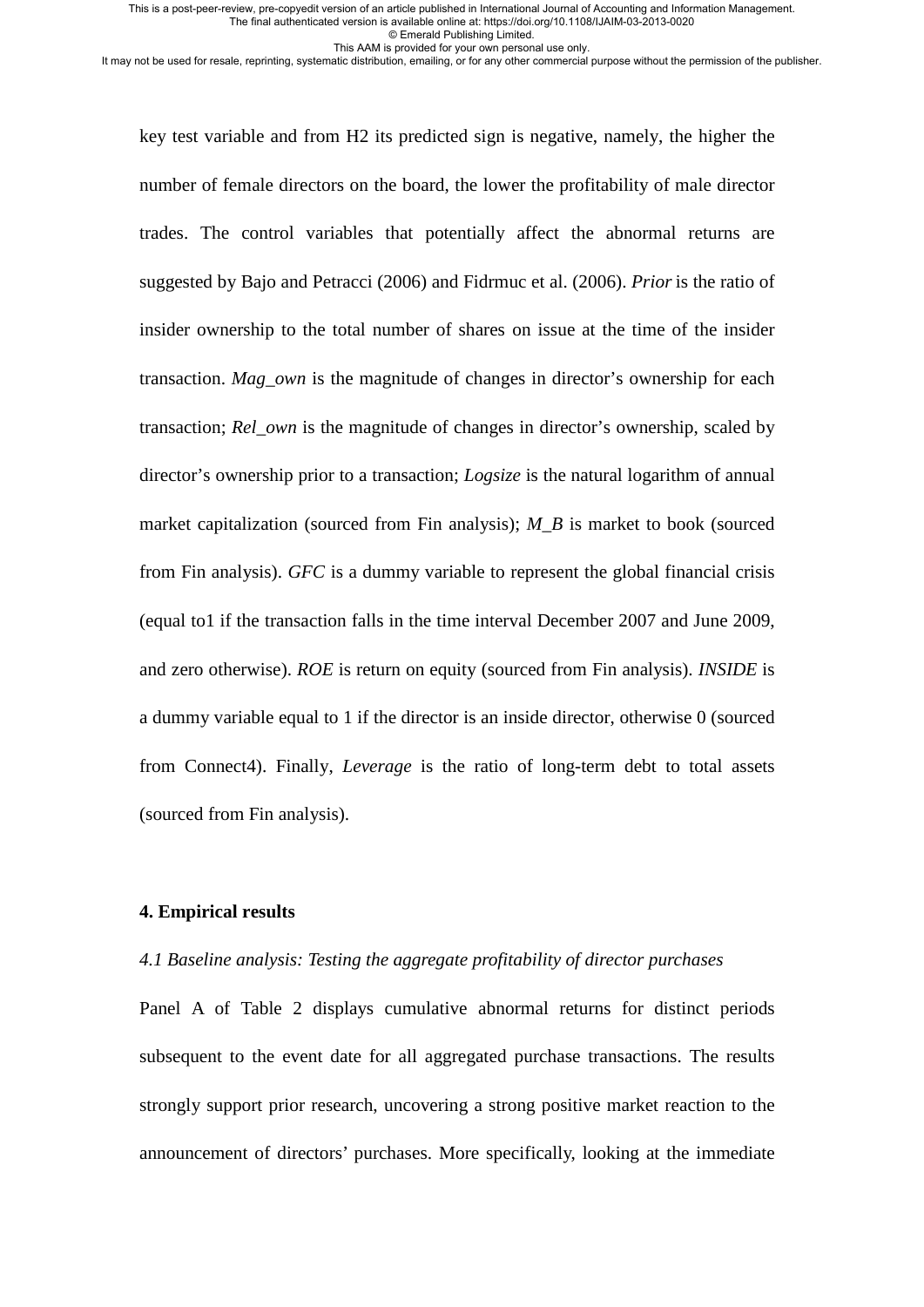key test variable and from H2 its predicted sign is negative, namely, the higher the number of female directors on the board, the lower the profitability of male director trades. The control variables that potentially affect the abnormal returns are suggested by Bajo and Petracci (2006) and Fidrmuc et al. (2006). *Prior* is the ratio of insider ownership to the total number of shares on issue at the time of the insider transaction. *Mag_own* is the magnitude of changes in director's ownership for each transaction; *Rel_own* is the magnitude of changes in director's ownership, scaled by director's ownership prior to a transaction; *Logsize* is the natural logarithm of annual market capitalization (sourced from Fin analysis); *M_B* is market to book (sourced from Fin analysis). *GFC* is a dummy variable to represent the global financial crisis (equal to1 if the transaction falls in the time interval December 2007 and June 2009, and zero otherwise). *ROE* is return on equity (sourced from Fin analysis). *INSIDE* is a dummy variable equal to 1 if the director is an inside director, otherwise 0 (sourced from Connect4). Finally, *Leverage* is the ratio of long-term debt to total assets (sourced from Fin analysis).

## 4. Empirical results

### *4.1 Baseline analysis: Testing the aggregate profitability of director purchases*

Panel A of Table 2 displays cumulative abnormal returns for distinct periods subsequent to the event date for all aggregated purchase transactions. The results strongly support prior research, uncovering a strong positive market reaction to the announcement of directors' purchases. More specifically, looking at the immediate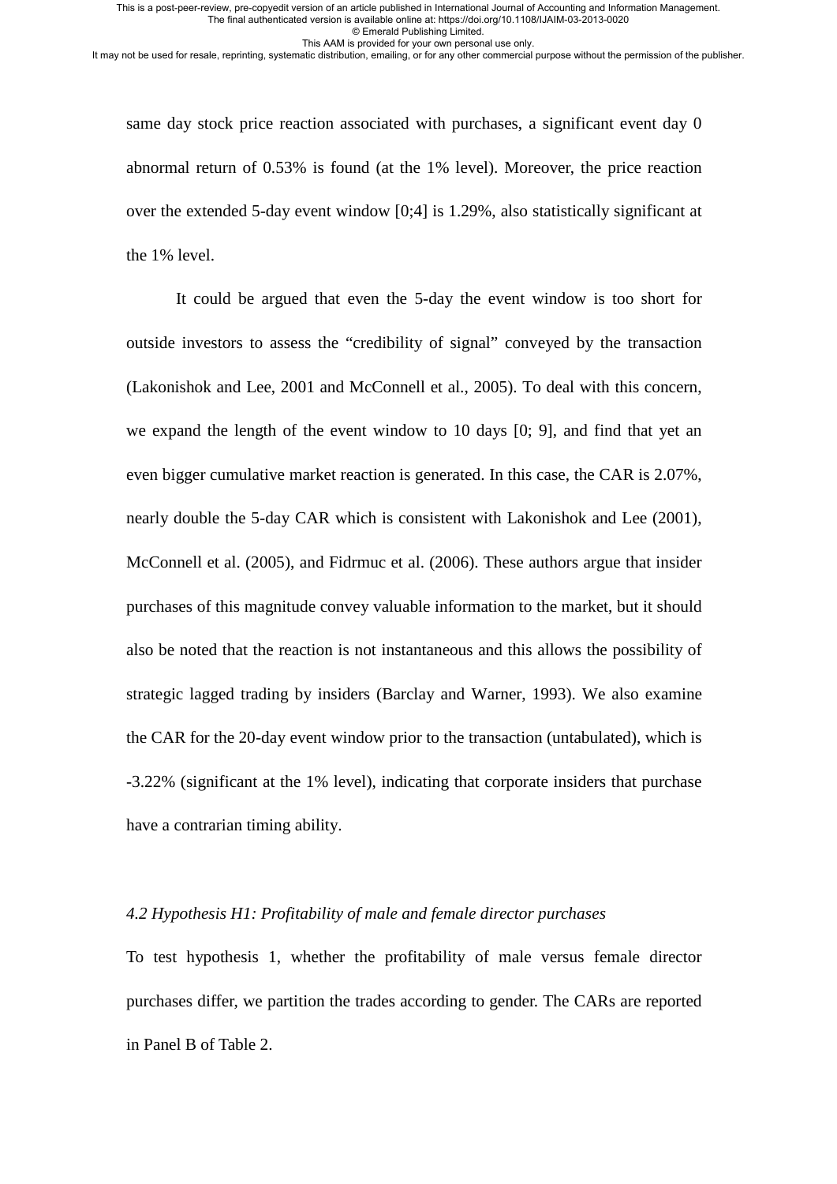same day stock price reaction associated with purchases, a significant event day 0 abnormal return of 0.53% is found (at the 1% level). Moreover, the price reaction over the extended 5-day event window [0;4] is 1.29%, also statistically significant at the 1% level.

It could be argued that even the 5-day the event window is too short for outside investors to assess the "credibility of signal" conveyed by the transaction (Lakonishok and Lee, 2001 and McConnell et al., 2005). To deal with this concern, we expand the length of the event window to 10 days [0; 9], and find that yet an even bigger cumulative market reaction is generated. In this case, the CAR is 2.07%, nearly double the 5-day CAR which is consistent with Lakonishok and Lee (2001), McConnell et al. (2005), and Fidrmuc et al. (2006). These authors argue that insider purchases of this magnitude convey valuable information to the market, but it should also be noted that the reaction is not instantaneous and this allows the possibility of strategic lagged trading by insiders (Barclay and Warner, 1993). We also examine the CAR for the 20-day event window prior to the transaction (untabulated), which is -3.22% (significant at the 1% level), indicating that corporate insiders that purchase have a contrarian timing ability.

### *4.2 Hypothesis H1: Profitability of male and female director purchases*

To test hypothesis 1, whether the profitability of male versus female director purchases differ, we partition the trades according to gender. The CARs are reported in Panel B of Table 2.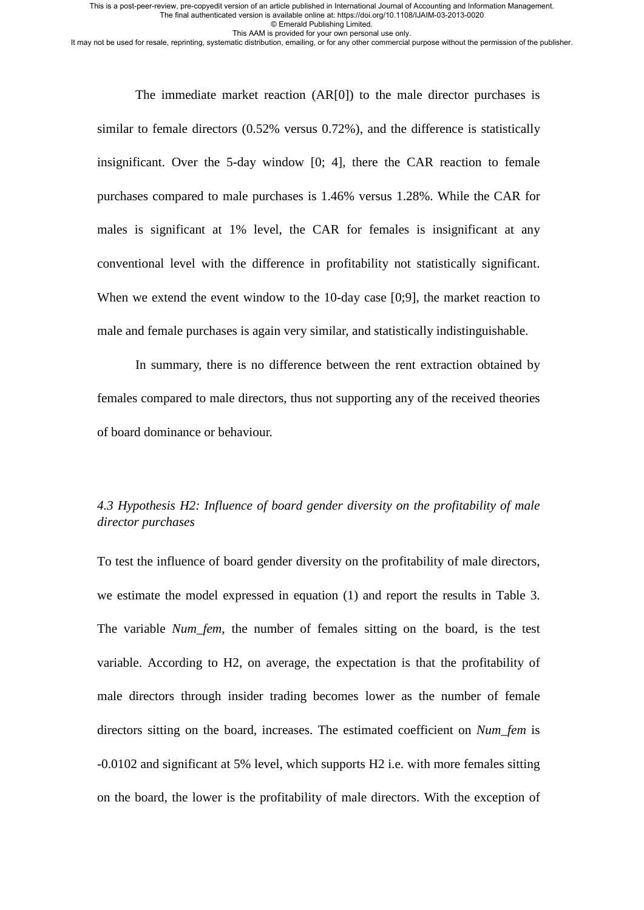The immediate market reaction (AR[0]) to the male director purchases is similar to female directors (0.52% versus 0.72%), and the difference is statistically insignificant. Over the 5-day window [0; 4], there the CAR reaction to female purchases compared to male purchases is 1.46% versus 1.28%. While the CAR for males is significant at 1% level, the CAR for females is insignificant at any conventional level with the difference in profitability not statistically significant. When we extend the event window to the 10-day case [0;9], the market reaction to male and female purchases is again very similar, and statistically indistinguishable.

In summary, there is no difference between the rent extraction obtained by females compared to male directors, thus not supporting any of the received theories of board dominance or behaviour.

### *4.3 Hypothesis H2: Influence of board gender diversity on the profitability of male director purchases*

To test the influence of board gender diversity on the profitability of male directors, we estimate the model expressed in equation (1) and report the results in Table 3. The variable *Num_fem*, the number of females sitting on the board, is the test variable. According to H2, on average, the expectation is that the profitability of male directors through insider trading becomes lower as the number of female directors sitting on the board, increases. The estimated coefficient on *Num_fem* is -0.0102 and significant at 5% level, which supports H2 i.e. with more females sitting on the board, the lower is the profitability of male directors. With the exception of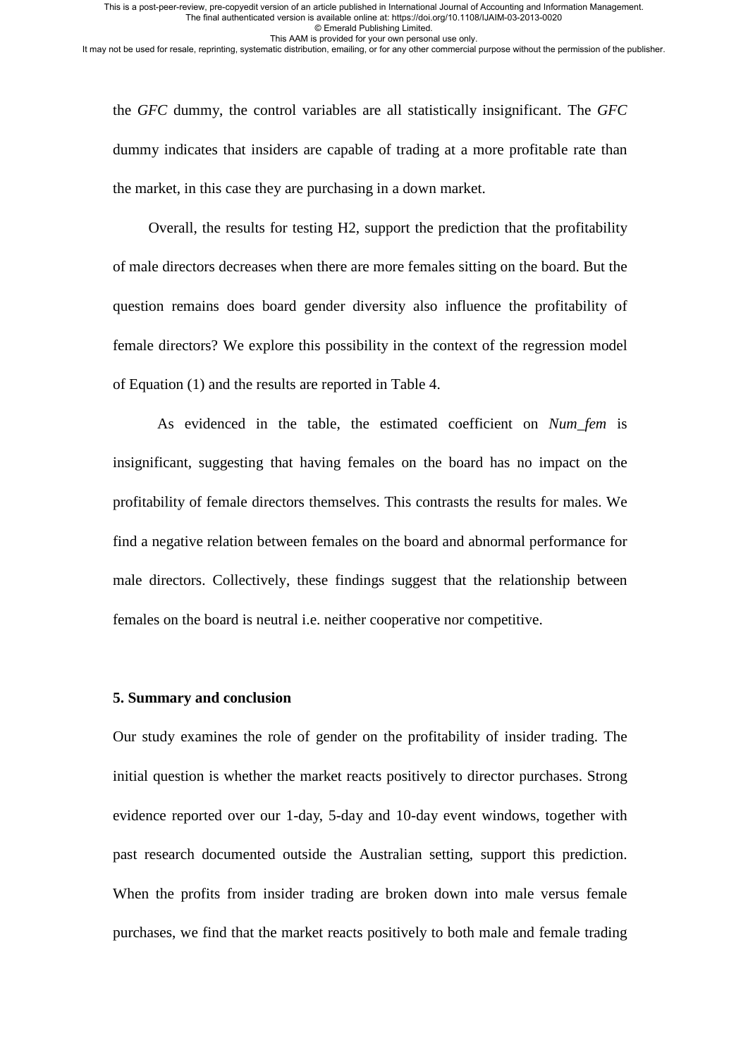the *GFC* dummy, the control variables are all statistically insignificant. The *GFC* dummy indicates that insiders are capable of trading at a more profitable rate than the market, in this case they are purchasing in a down market.

Overall, the results for testing H2, support the prediction that the profitability of male directors decreases when there are more females sitting on the board. But the question remains does board gender diversity also influence the profitability of female directors? We explore this possibility in the context of the regression model of Equation (1) and the results are reported in Table 4.

As evidenced in the table, the estimated coefficient on *Num_fem* is insignificant, suggesting that having females on the board has no impact on the profitability of female directors themselves. This contrasts the results for males. We find a negative relation between females on the board and abnormal performance for male directors. Collectively, these findings suggest that the relationship between females on the board is neutral i.e. neither cooperative nor competitive.

## 5. Summary and conclusion

Our study examines the role of gender on the profitability of insider trading. The initial question is whether the market reacts positively to director purchases. Strong evidence reported over our 1-day, 5-day and 10-day event windows, together with past research documented outside the Australian setting, support this prediction. When the profits from insider trading are broken down into male versus female purchases, we find that the market reacts positively to both male and female trading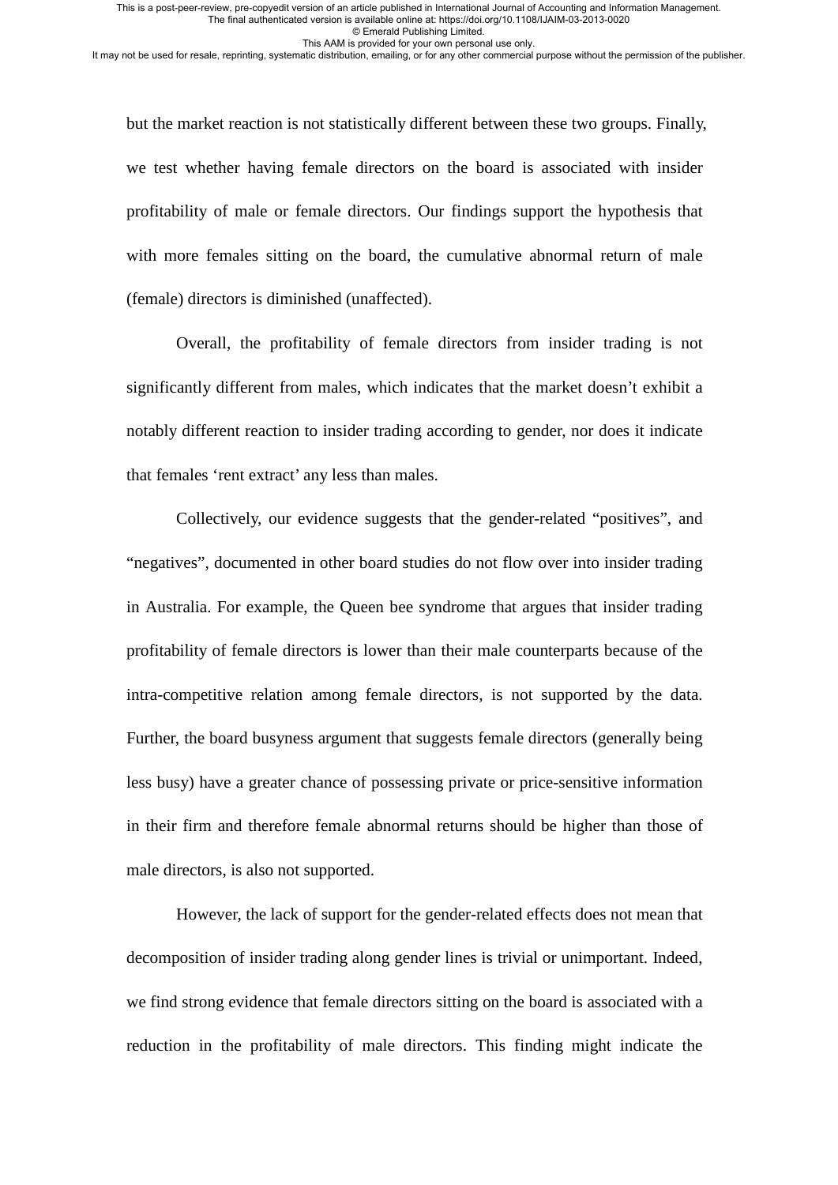but the market reaction is not statistically different between these two groups. Finally, we test whether having female directors on the board is associated with insider profitability of male or female directors. Our findings support the hypothesis that with more females sitting on the board, the cumulative abnormal return of male (female) directors is diminished (unaffected).

Overall, the profitability of female directors from insider trading is not significantly different from males, which indicates that the market doesn't exhibit a notably different reaction to insider trading according to gender, nor does it indicate that females 'rent extract' any less than males.

Collectively, our evidence suggests that the gender-related "positives", and "negatives", documented in other board studies do not flow over into insider trading in Australia. For example, the Queen bee syndrome that argues that insider trading profitability of female directors is lower than their male counterparts because of the intra-competitive relation among female directors, is not supported by the data. Further, the board busyness argument that suggests female directors (generally being less busy) have a greater chance of possessing private or price-sensitive information in their firm and therefore female abnormal returns should be higher than those of male directors, is also not supported.

However, the lack of support for the gender-related effects does not mean that decomposition of insider trading along gender lines is trivial or unimportant. Indeed, we find strong evidence that female directors sitting on the board is associated with a reduction in the profitability of male directors. This finding might indicate the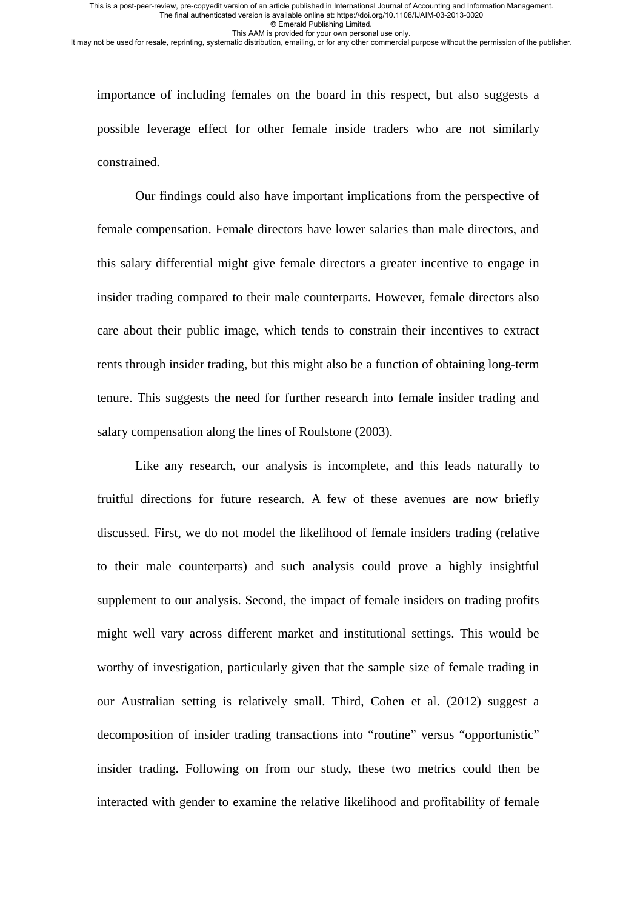importance of including females on the board in this respect, but also suggests a possible leverage effect for other female inside traders who are not similarly constrained.

Our findings could also have important implications from the perspective of female compensation. Female directors have lower salaries than male directors, and this salary differential might give female directors a greater incentive to engage in insider trading compared to their male counterparts. However, female directors also care about their public image, which tends to constrain their incentives to extract rents through insider trading, but this might also be a function of obtaining long-term tenure. This suggests the need for further research into female insider trading and salary compensation along the lines of Roulstone (2003).

Like any research, our analysis is incomplete, and this leads naturally to fruitful directions for future research. A few of these avenues are now briefly discussed. First, we do not model the likelihood of female insiders trading (relative to their male counterparts) and such analysis could prove a highly insightful supplement to our analysis. Second, the impact of female insiders on trading profits might well vary across different market and institutional settings. This would be worthy of investigation, particularly given that the sample size of female trading in our Australian setting is relatively small. Third, Cohen et al. (2012) suggest a decomposition of insider trading transactions into "routine" versus "opportunistic" insider trading. Following on from our study, these two metrics could then be interacted with gender to examine the relative likelihood and profitability of female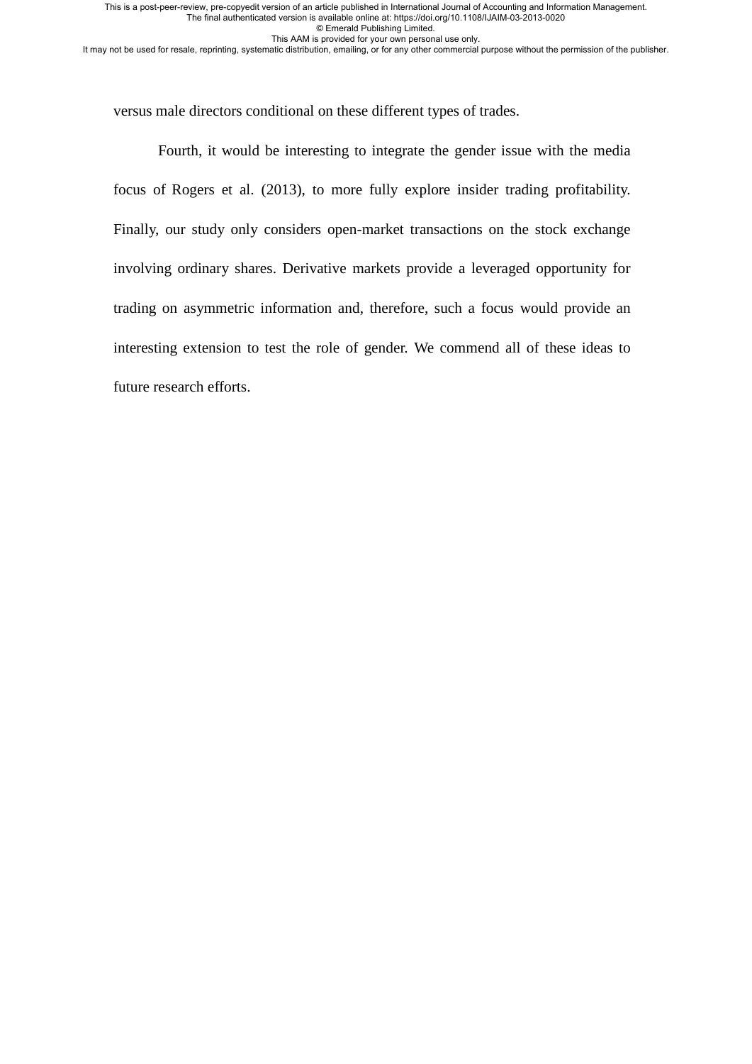versus male directors conditional on these different types of trades.

Fourth, it would be interesting to integrate the gender issue with the media focus of Rogers et al. (2013), to more fully explore insider trading profitability. Finally, our study only considers open-market transactions on the stock exchange involving ordinary shares. Derivative markets provide a leveraged opportunity for trading on asymmetric information and, therefore, such a focus would provide an interesting extension to test the role of gender. We commend all of these ideas to future research efforts.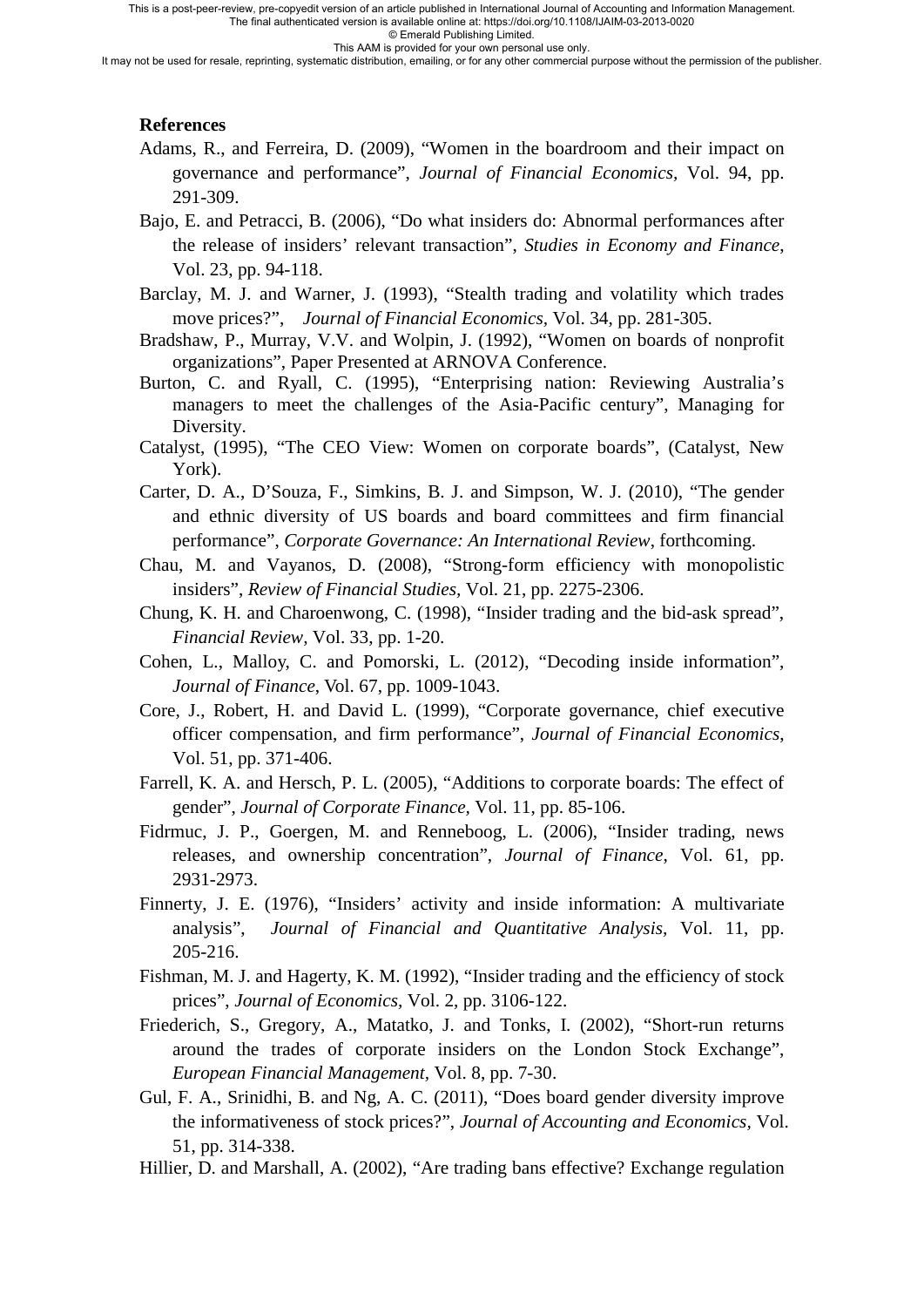**References**

Adams, R., and Ferreira, D. (2009), "Women in the boardroom and their impact on governance and performance", *Journal of Financial Economics*, Vol. 94, pp. 291-309.

Bajo, E. and Petracci, B. (2006), "Do what insiders do: Abnormal performances after the release of insiders' relevant transaction", *Studies in Economy and Finance*, Vol. 23, pp. 94-118.

Barclay, M. J. and Warner, J. (1993), "Stealth trading and volatility which trades move prices?", *Journal of Financial Economics*, Vol. 34, pp. 281-305.

Bradshaw, P., Murray, V.V. and Wolpin, J. (1992), "Women on boards of nonprofit organizations", Paper Presented at ARNOVA Conference.

Burton, C. and Ryall, C. (1995), "Enterprising nation: Reviewing Australia's managers to meet the challenges of the Asia-Pacific century", Managing for Diversity.

Catalyst, (1995), "The CEO View: Women on corporate boards", (Catalyst, New York).

Carter, D. A., D'Souza, F., Simkins, B. J. and Simpson, W. J. (2010), "The gender and ethnic diversity of US boards and board committees and firm financial performance", *Corporate Governance: An International Review*, forthcoming.

Chau, M. and Vayanos, D. (2008), "Strong-form efficiency with monopolistic insiders", *Review of Financial Studies*, Vol. 21, pp. 2275-2306.

Chung, K. H. and Charoenwong, C. (1998), "Insider trading and the bid-ask spread", *Financial Review*, Vol. 33, pp. 1-20.

Cohen, L., Malloy, C. and Pomorski, L. (2012), "Decoding inside information", *Journal of Finance*, Vol. 67, pp. 1009-1043.

Core, J., Robert, H. and David L. (1999), "Corporate governance, chief executive officer compensation, and firm performance", *Journal of Financial Economics*, Vol. 51, pp. 371-406.

Farrell, K. A. and Hersch, P. L. (2005), "Additions to corporate boards: The effect of gender", *Journal of Corporate Finance*, Vol. 11, pp. 85-106.

Fidrmuc, J. P., Goergen, M. and Renneboog, L. (2006), "Insider trading, news releases, and ownership concentration", *Journal of Finance*, Vol. 61, pp. 2931-2973.

Finnerty, J. E. (1976), "Insiders' activity and inside information: A multivariate analysis", *Journal of Financial and Quantitative Analysis*, Vol. 11, pp. 205-216.

Fishman, M. J. and Hagerty, K. M. (1992), "Insider trading and the efficiency of stock prices", *Journal of Economics*, Vol. 2, pp. 3106-122.

Friederich, S., Gregory, A., Matatko, J. and Tonks, I. (2002), "Short-run returns around the trades of corporate insiders on the London Stock Exchange", *European Financial Management*, Vol. 8, pp. 7-30.

Gul, F. A., Srinidhi, B. and Ng, A. C. (2011), "Does board gender diversity improve the informativeness of stock prices?", *Journal of Accounting and Economics*, Vol. 51, pp. 314-338.

Hillier, D. and Marshall, A. (2002), "Are trading bans effective? Exchange regulation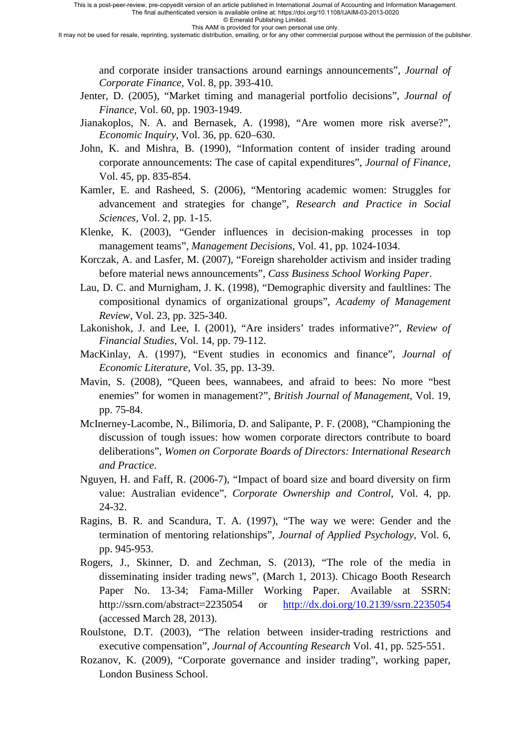and corporate insider transactions around earnings announcements", *Journal of Corporate Finance*, Vol. 8, pp. 393-410.

Jenter, D. (2005), "Market timing and managerial portfolio decisions", *Journal of Finance*, Vol. 60, pp. 1903-1949.

Jianakoplos, N. A. and Bernasek, A. (1998), "Are women more risk averse?", *Economic Inquiry*, Vol. 36, pp. 620–630.

John, K. and Mishra, B. (1990), "Information content of insider trading around corporate announcements: The case of capital expenditures", *Journal of Finance*, Vol. 45, pp. 835-854.

Kamler, E. and Rasheed, S. (2006), "Mentoring academic women: Struggles for advancement and strategies for change", *Research and Practice in Social Sciences*, Vol. 2, pp. 1-15.

Klenke, K. (2003), "Gender influences in decision-making processes in top management teams", *Management Decisions*, Vol. 41, pp. 1024-1034.

Korczak, A. and Lasfer, M. (2007), "Foreign shareholder activism and insider trading before material news announcements", *Cass Business School Working Paper*.

Lau, D. C. and Murnigham, J. K. (1998), "Demographic diversity and faultlines: The compositional dynamics of organizational groups", *Academy of Management Review*, Vol. 23, pp. 325-340.

Lakonishok, J. and Lee, I. (2001), "Are insiders' trades informative?", *Review of Financial Studies*, Vol. 14, pp. 79-112.

MacKinlay, A. (1997), "Event studies in economics and finance", *Journal of Economic Literature*, Vol. 35, pp. 13-39.

Mavin, S. (2008), "Queen bees, wannabees, and afraid to bees: No more "best enemies" for women in management?", *British Journal of Management*, Vol. 19, pp. 75-84.

McInerney-Lacombe, N., Bilimoria, D. and Salipante, P. F. (2008), "Championing the discussion of tough issues: how women corporate directors contribute to board deliberations", *Women on Corporate Boards of Directors: International Research and Practice*.

Nguyen, H. and Faff, R. (2006-7), "Impact of board size and board diversity on firm value: Australian evidence", *Corporate Ownership and Control*, Vol. 4, pp. 24-32.

Ragins, B. R. and Scandura, T. A. (1997), "The way we were: Gender and the termination of mentoring relationships", *Journal of Applied Psychology*, Vol. 6, pp. 945-953.

Rogers, J., Skinner, D. and Zechman, S. (2013), "The role of the media in disseminating insider trading news", (March 1, 2013). Chicago Booth Research Paper No. 13-34; Fama-Miller Working Paper. Available at SSRN: http://ssrn.com/abstract=2235054 or http://dx.doi.org/10.2139/ssrn.2235054 (accessed March 28, 2013).

Roulstone, D.T. (2003), "The relation between insider-trading restrictions and executive compensation", *Journal of Accounting Research* Vol. 41, pp. 525-551.

Rozanov, K. (2009), "Corporate governance and insider trading", working paper, London Business School.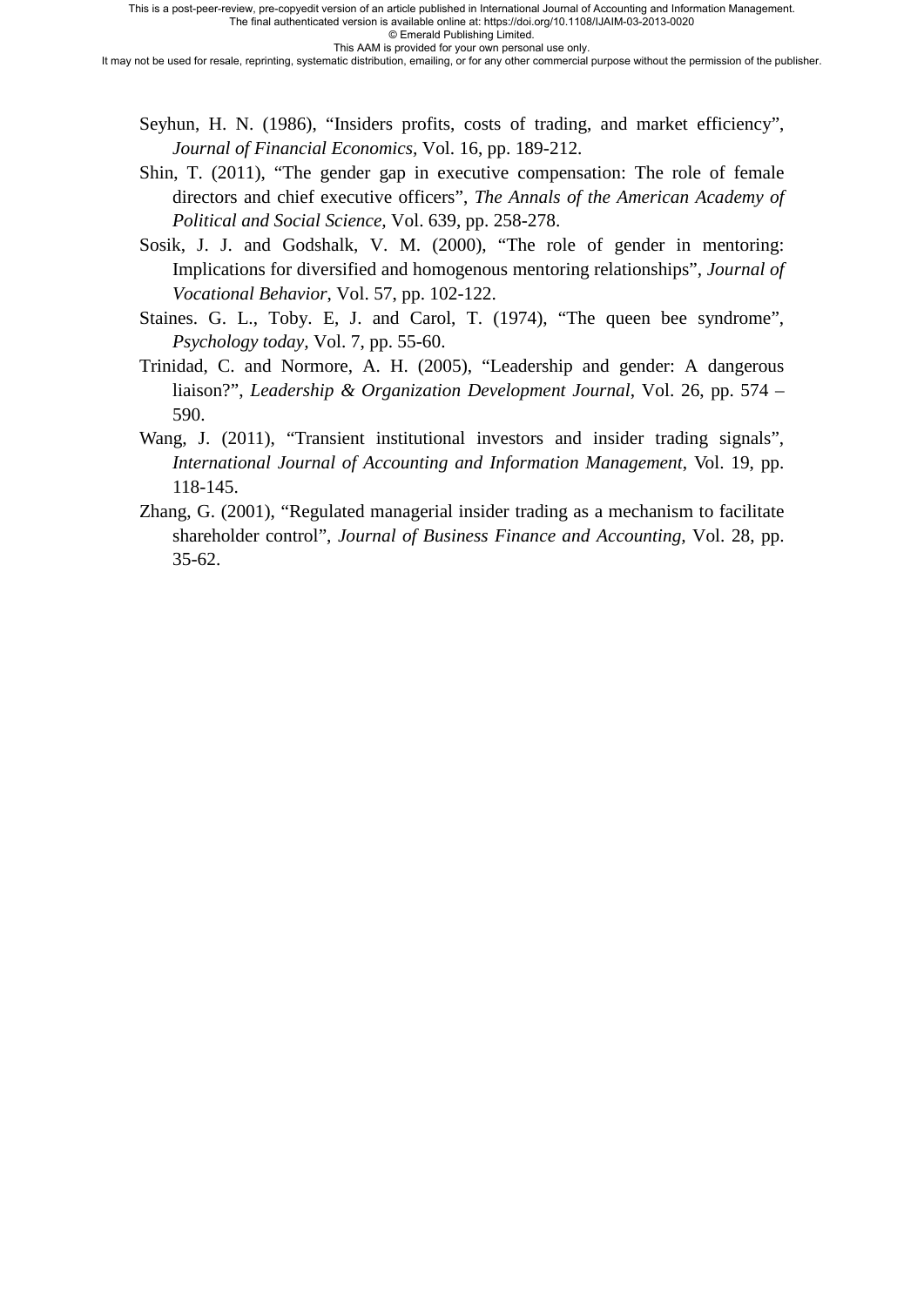Seyhun, H. N. (1986), "Insiders profits, costs of trading, and market efficiency", *Journal of Financial Economics,* Vol. 16, pp. 189-212.

Shin, T. (2011), "The gender gap in executive compensation: The role of female directors and chief executive officers", *The Annals of the American Academy of Political and Social Science,* Vol. 639, pp. 258-278.

Sosik, J. J. and Godshalk, V. M. (2000), "The role of gender in mentoring: Implications for diversified and homogenous mentoring relationships", *Journal of Vocational Behavior,* Vol. 57, pp. 102-122.

Staines. G. L., Toby. E, J. and Carol, T. (1974), "The queen bee syndrome", *Psychology today,* Vol. 7, pp. 55-60.

Trinidad, C. and Normore, A. H. (2005), "Leadership and gender: A dangerous liaison?", *Leadership & Organization Development Journal*, Vol. 26, pp. 574 – 590.

Wang, J. (2011), "Transient institutional investors and insider trading signals", *International Journal of Accounting and Information Management*, Vol. 19, pp. 118-145.

Zhang, G. (2001), "Regulated managerial insider trading as a mechanism to facilitate shareholder control", *Journal of Business Finance and Accounting,* Vol. 28, pp. 35-62.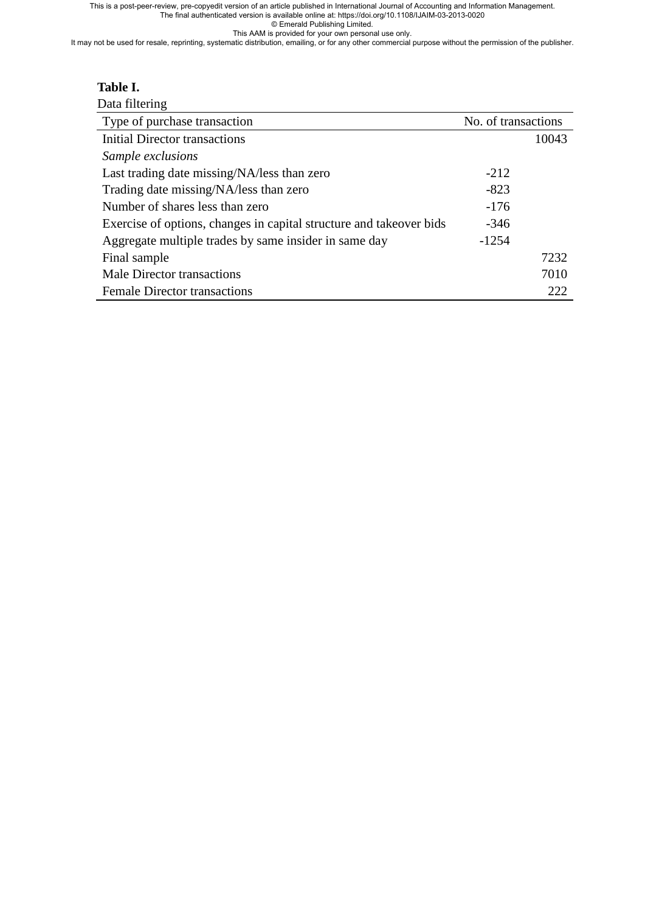**Table I.**

Data filtering

| Type of purchase transaction | No. of transactions | |
|---|---|---|
| Initial Director transactions | | 10043 |
| *Sample exclusions* | | |
| Last trading date missing/NA/less than zero | -212 | |
| Trading date missing/NA/less than zero | -823 | |
| Number of shares less than zero | -176 | |
| Exercise of options, changes in capital structure and takeover bids | -346 | |
| Aggregate multiple trades by same insider in same day | -1254 | |
| Final sample | | 7232 |
| Male Director transactions | | 7010 |
| Female Director transactions | | 222 |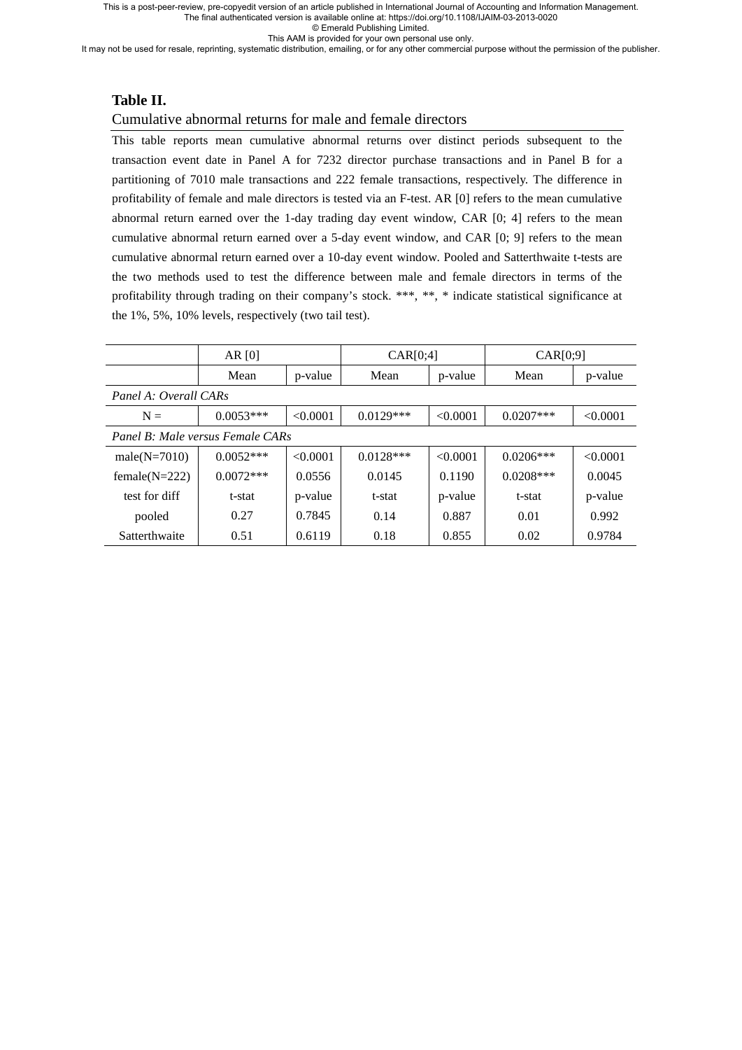**Table II.**

Cumulative abnormal returns for male and female directors

This table reports mean cumulative abnormal returns over distinct periods subsequent to the transaction event date in Panel A for 7232 director purchase transactions and in Panel B for a partitioning of 7010 male transactions and 222 female transactions, respectively. The difference in profitability of female and male directors is tested via an F-test. AR [0] refers to the mean cumulative abnormal return earned over the 1-day trading day event window, CAR [0; 4] refers to the mean cumulative abnormal return earned over a 5-day event window, and CAR [0; 9] refers to the mean cumulative abnormal return earned over a 10-day event window. Pooled and Satterthwaite t-tests are the two methods used to test the difference between male and female directors in terms of the profitability through trading on their company's stock. ***, **, * indicate statistical significance at the 1%, 5%, 10% levels, respectively (two tail test).

| | AR [0] | | CAR[0;4] | | CAR[0;9] | |
|---|---|---|---|---|---|---|
| | Mean | p-value | Mean | p-value | Mean | p-value |
| *Panel A: Overall CARs* | | | | | | |
| N = | 0.0053*** | <0.0001 | 0.0129*** | <0.0001 | 0.0207*** | <0.0001 |
| *Panel B: Male versus Female CARs* | | | | | | |
| male(N=7010) | 0.0052*** | <0.0001 | 0.0128*** | <0.0001 | 0.0206*** | <0.0001 |
| female(N=222) | 0.0072*** | 0.0556 | 0.0145 | 0.1190 | 0.0208*** | 0.0045 |
| test for diff | t-stat | p-value | t-stat | p-value | t-stat | p-value |
| pooled | 0.27 | 0.7845 | 0.14 | 0.887 | 0.01 | 0.992 |
| Satterthwaite | 0.51 | 0.6119 | 0.18 | 0.855 | 0.02 | 0.9784 |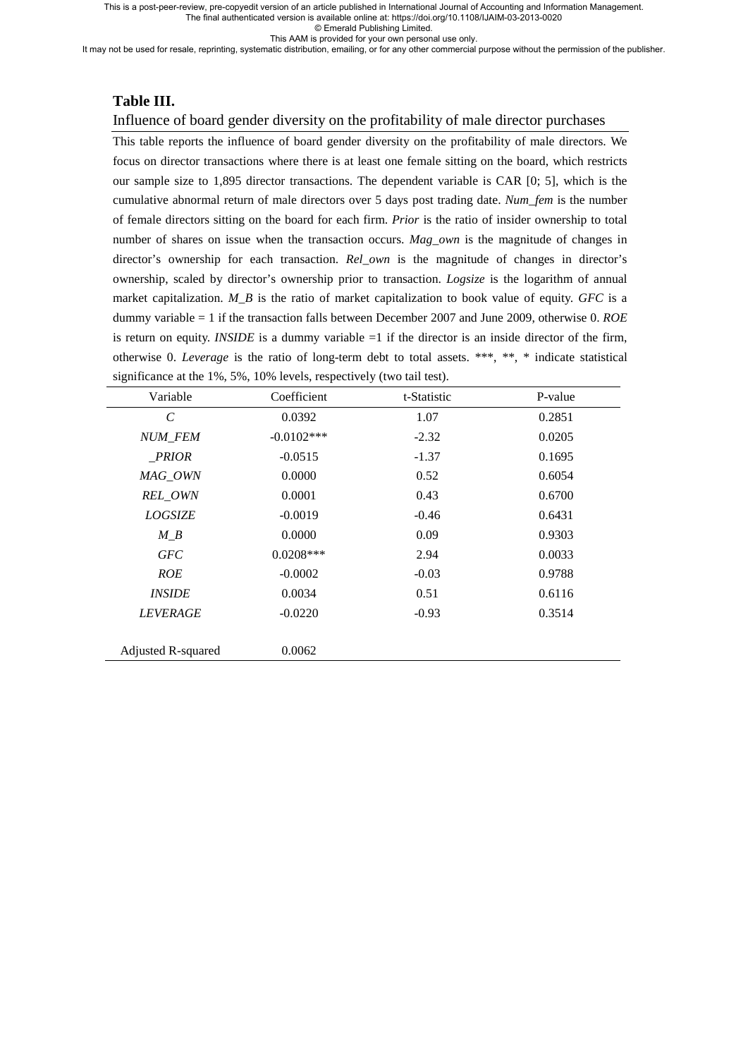**Table III.**

Influence of board gender diversity on the profitability of male director purchases

This table reports the influence of board gender diversity on the profitability of male directors. We focus on director transactions where there is at least one female sitting on the board, which restricts our sample size to 1,895 director transactions. The dependent variable is CAR [0; 5], which is the cumulative abnormal return of male directors over 5 days post trading date. *Num_fem* is the number of female directors sitting on the board for each firm. *Prior* is the ratio of insider ownership to total number of shares on issue when the transaction occurs. *Mag_own* is the magnitude of changes in director's ownership for each transaction. *Rel_own* is the magnitude of changes in director's ownership, scaled by director's ownership prior to transaction. *Logsize* is the logarithm of annual market capitalization. *M_B* is the ratio of market capitalization to book value of equity. *GFC* is a dummy variable = 1 if the transaction falls between December 2007 and June 2009, otherwise 0. *ROE* is return on equity. *INSIDE* is a dummy variable =1 if the director is an inside director of the firm, otherwise 0. *Leverage* is the ratio of long-term debt to total assets. ***, **, * indicate statistical significance at the 1%, 5%, 10% levels, respectively (two tail test).

| Variable | Coefficient | t-Statistic | P-value |
|---|---|---|---|
| *C* | 0.0392 | 1.07 | 0.2851 |
| *NUM_FEM* | -0.0102*** | -2.32 | 0.0205 |
| *_PRIOR* | -0.0515 | -1.37 | 0.1695 |
| *MAG_OWN* | 0.0000 | 0.52 | 0.6054 |
| *REL_OWN* | 0.0001 | 0.43 | 0.6700 |
| *LOGSIZE* | -0.0019 | -0.46 | 0.6431 |
| *M_B* | 0.0000 | 0.09 | 0.9303 |
| *GFC* | 0.0208*** | 2.94 | 0.0033 |
| *ROE* | -0.0002 | -0.03 | 0.9788 |
| *INSIDE* | 0.0034 | 0.51 | 0.6116 |
| *LEVERAGE* | -0.0220 | -0.93 | 0.3514 |
| | | | |
| Adjusted R-squared | 0.0062 | | |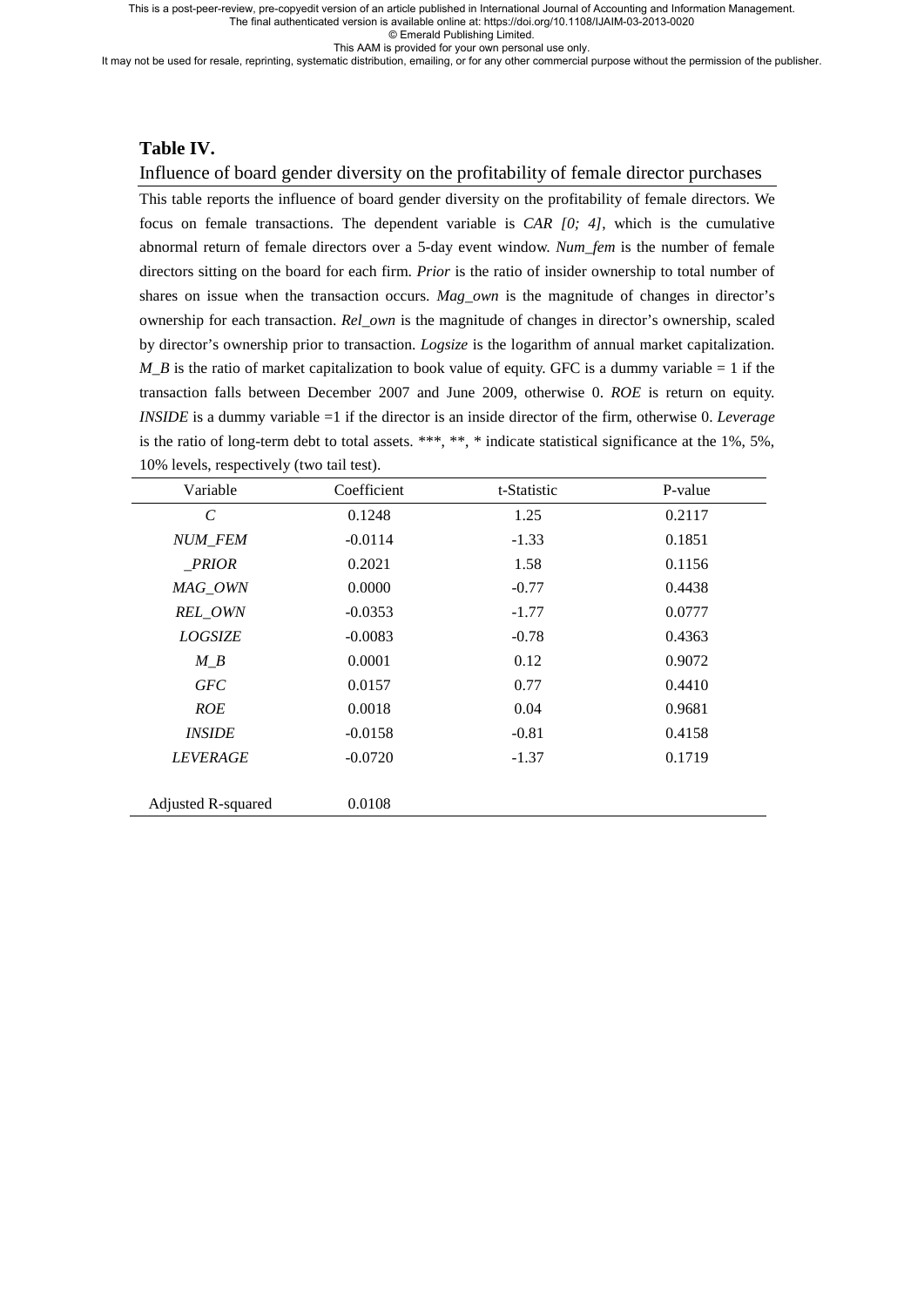**Table IV.**

Influence of board gender diversity on the profitability of female director purchases

This table reports the influence of board gender diversity on the profitability of female directors. We focus on female transactions. The dependent variable is *CAR [0; 4]*, which is the cumulative abnormal return of female directors over a 5-day event window. *Num_fem* is the number of female directors sitting on the board for each firm. *Prior* is the ratio of insider ownership to total number of shares on issue when the transaction occurs. *Mag_own* is the magnitude of changes in director's ownership for each transaction. *Rel_own* is the magnitude of changes in director's ownership, scaled by director's ownership prior to transaction. *Logsize* is the logarithm of annual market capitalization. *M_B* is the ratio of market capitalization to book value of equity. GFC is a dummy variable = 1 if the transaction falls between December 2007 and June 2009, otherwise 0. *ROE* is return on equity. *INSIDE* is a dummy variable =1 if the director is an inside director of the firm, otherwise 0. *Leverage* is the ratio of long-term debt to total assets. ***, **, * indicate statistical significance at the 1%, 5%, 10% levels, respectively (two tail test).

| Variable | Coefficient | t-Statistic | P-value |
|---|---|---|---|
| *C* | 0.1248 | 1.25 | 0.2117 |
| *NUM_FEM* | -0.0114 | -1.33 | 0.1851 |
| *_PRIOR* | 0.2021 | 1.58 | 0.1156 |
| *MAG_OWN* | 0.0000 | -0.77 | 0.4438 |
| *REL_OWN* | -0.0353 | -1.77 | 0.0777 |
| *LOGSIZE* | -0.0083 | -0.78 | 0.4363 |
| *M_B* | 0.0001 | 0.12 | 0.9072 |
| *GFC* | 0.0157 | 0.77 | 0.4410 |
| *ROE* | 0.0018 | 0.04 | 0.9681 |
| *INSIDE* | -0.0158 | -0.81 | 0.4158 |
| *LEVERAGE* | -0.0720 | -1.37 | 0.1719 |
| | | | |
| Adjusted R-squared | 0.0108 | | |